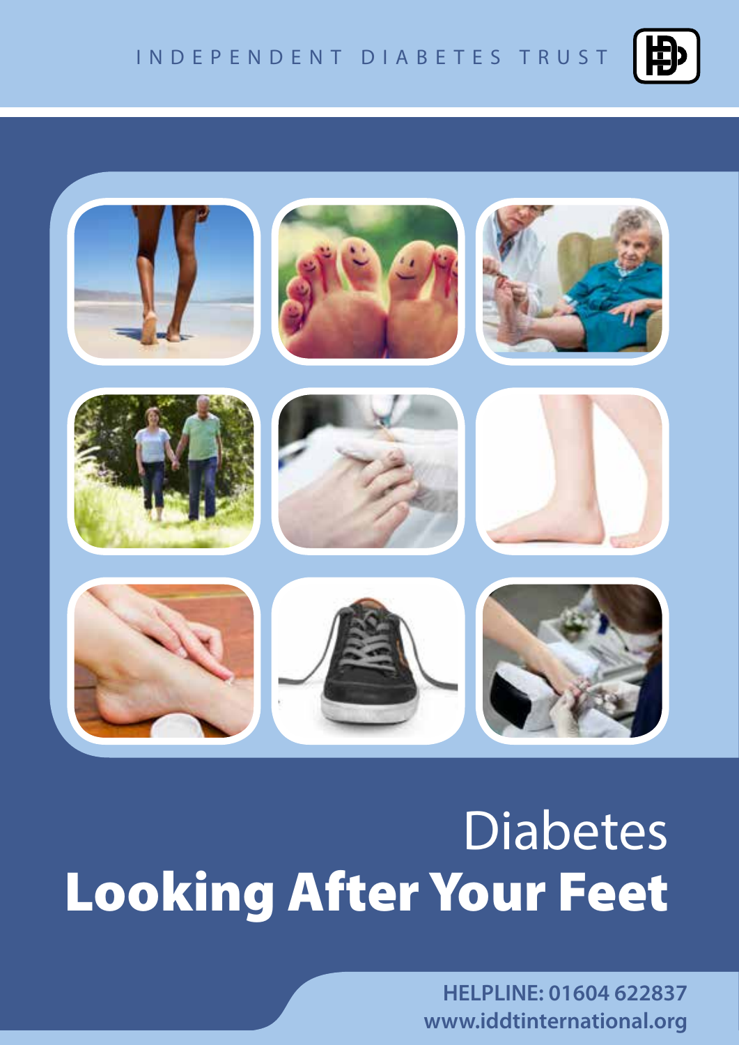INDEPENDENT DIABETES TRUST

# Diabetes
# Looking After Your Feet

**HELPLINE: 01604 622837**
**www.iddtinternational.org**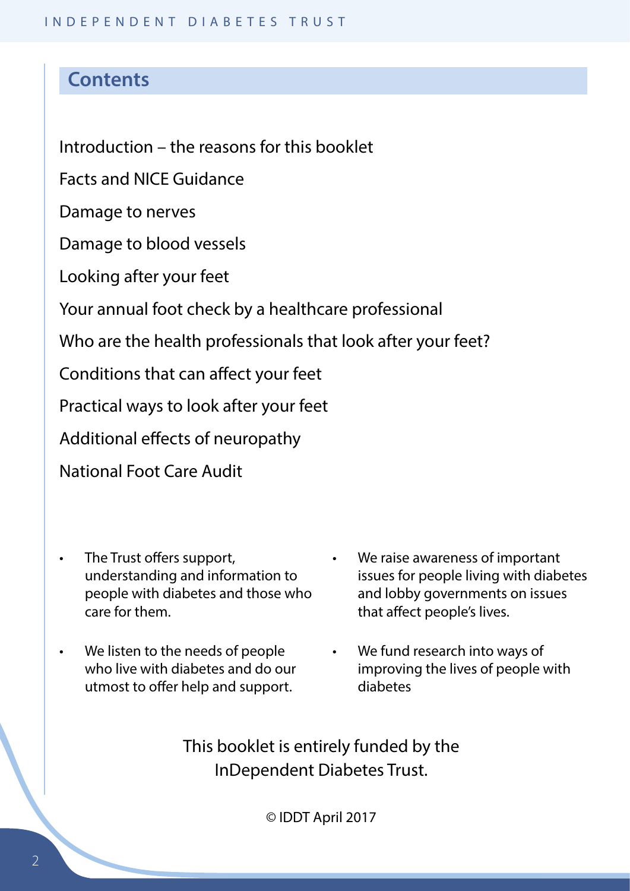## Contents

Introduction – the reasons for this booklet

Facts and NICE Guidance

Damage to nerves

Damage to blood vessels

Looking after your feet

Your annual foot check by a healthcare professional

Who are the health professionals that look after your feet?

Conditions that can affect your feet

Practical ways to look after your feet

Additional effects of neuropathy

National Foot Care Audit

- The Trust offers support, understanding and information to people with diabetes and those who care for them.
- We listen to the needs of people who live with diabetes and do our utmost to offer help and support.
- We raise awareness of important issues for people living with diabetes and lobby governments on issues that affect people's lives.
- We fund research into ways of improving the lives of people with diabetes

This booklet is entirely funded by the InDependent Diabetes Trust.

© IDDT April 2017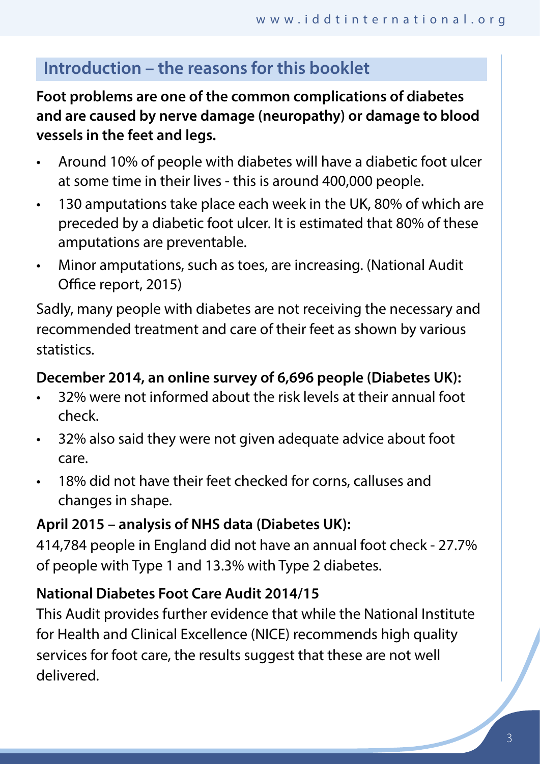## Introduction – the reasons for this booklet

**Foot problems are one of the common complications of diabetes and are caused by nerve damage (neuropathy) or damage to blood vessels in the feet and legs.**

- Around 10% of people with diabetes will have a diabetic foot ulcer at some time in their lives - this is around 400,000 people.
- 130 amputations take place each week in the UK, 80% of which are preceded by a diabetic foot ulcer. It is estimated that 80% of these amputations are preventable.
- Minor amputations, such as toes, are increasing. (National Audit Office report, 2015)

Sadly, many people with diabetes are not receiving the necessary and recommended treatment and care of their feet as shown by various statistics.

**December 2014, an online survey of 6,696 people (Diabetes UK):**

- 32% were not informed about the risk levels at their annual foot check.
- 32% also said they were not given adequate advice about foot care.
- 18% did not have their feet checked for corns, calluses and changes in shape.

**April 2015 – analysis of NHS data (Diabetes UK):**

414,784 people in England did not have an annual foot check - 27.7% of people with Type 1 and 13.3% with Type 2 diabetes.

**National Diabetes Foot Care Audit 2014/15**

This Audit provides further evidence that while the National Institute for Health and Clinical Excellence (NICE) recommends high quality services for foot care, the results suggest that these are not well delivered.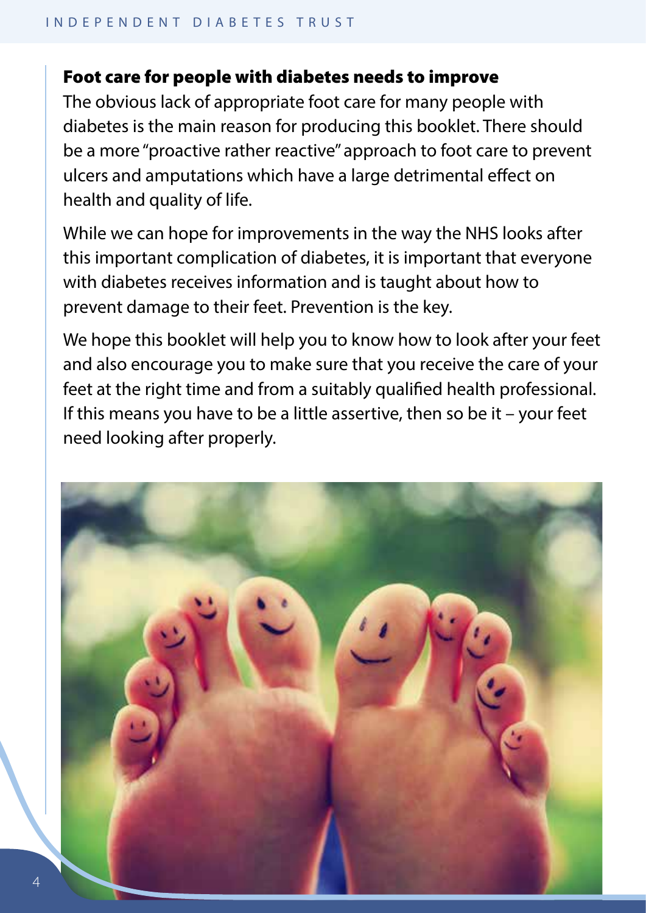## Foot care for people with diabetes needs to improve

The obvious lack of appropriate foot care for many people with diabetes is the main reason for producing this booklet. There should be a more "proactive rather reactive" approach to foot care to prevent ulcers and amputations which have a large detrimental effect on health and quality of life.

While we can hope for improvements in the way the NHS looks after this important complication of diabetes, it is important that everyone with diabetes receives information and is taught about how to prevent damage to their feet. Prevention is the key.

We hope this booklet will help you to know how to look after your feet and also encourage you to make sure that you receive the care of your feet at the right time and from a suitably qualified health professional. If this means you have to be a little assertive, then so be it – your feet need looking after properly.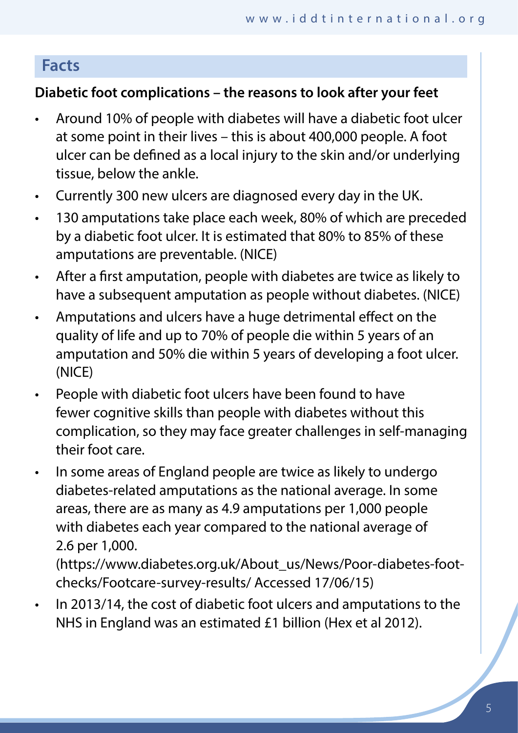## Facts

**Diabetic foot complications – the reasons to look after your feet**

- Around 10% of people with diabetes will have a diabetic foot ulcer at some point in their lives – this is about 400,000 people. A foot ulcer can be defined as a local injury to the skin and/or underlying tissue, below the ankle.
- Currently 300 new ulcers are diagnosed every day in the UK.
- 130 amputations take place each week, 80% of which are preceded by a diabetic foot ulcer. It is estimated that 80% to 85% of these amputations are preventable. (NICE)
- After a first amputation, people with diabetes are twice as likely to have a subsequent amputation as people without diabetes. (NICE)
- Amputations and ulcers have a huge detrimental effect on the quality of life and up to 70% of people die within 5 years of an amputation and 50% die within 5 years of developing a foot ulcer. (NICE)
- People with diabetic foot ulcers have been found to have fewer cognitive skills than people with diabetes without this complication, so they may face greater challenges in self-managing their foot care.
- In some areas of England people are twice as likely to undergo diabetes-related amputations as the national average. In some areas, there are as many as 4.9 amputations per 1,000 people with diabetes each year compared to the national average of 2.6 per 1,000.
  (https://www.diabetes.org.uk/About_us/News/Poor-diabetes-foot-checks/Footcare-survey-results/ Accessed 17/06/15)
- In 2013/14, the cost of diabetic foot ulcers and amputations to the NHS in England was an estimated £1 billion (Hex et al 2012).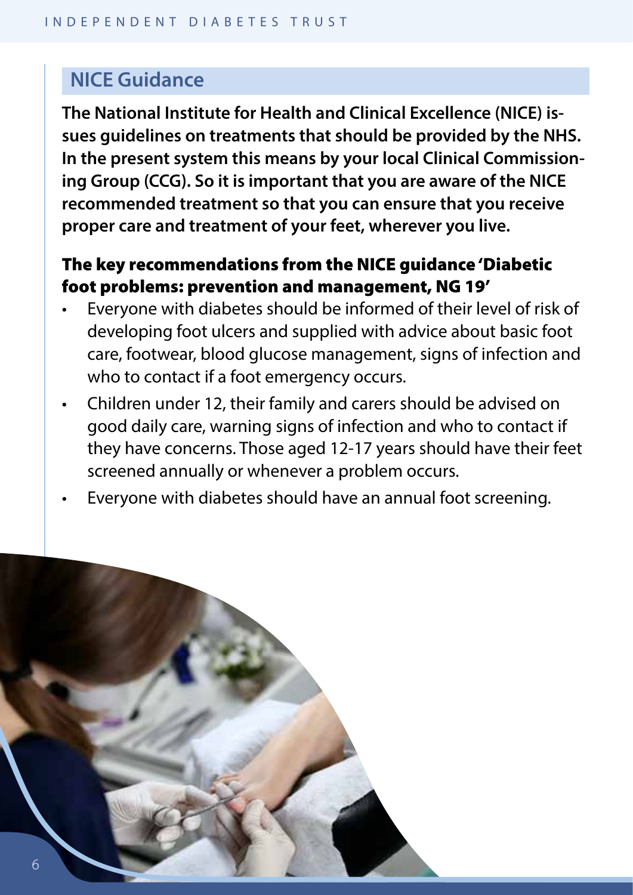## NICE Guidance

**The National Institute for Health and Clinical Excellence (NICE) issues guidelines on treatments that should be provided by the NHS. In the present system this means by your local Clinical Commissioning Group (CCG). So it is important that you are aware of the NICE recommended treatment so that you can ensure that you receive proper care and treatment of your feet, wherever you live.**

### The key recommendations from the NICE guidance 'Diabetic foot problems: prevention and management, NG 19'

- Everyone with diabetes should be informed of their level of risk of developing foot ulcers and supplied with advice about basic foot care, footwear, blood glucose management, signs of infection and who to contact if a foot emergency occurs.
- Children under 12, their family and carers should be advised on good daily care, warning signs of infection and who to contact if they have concerns. Those aged 12-17 years should have their feet screened annually or whenever a problem occurs.
- Everyone with diabetes should have an annual foot screening.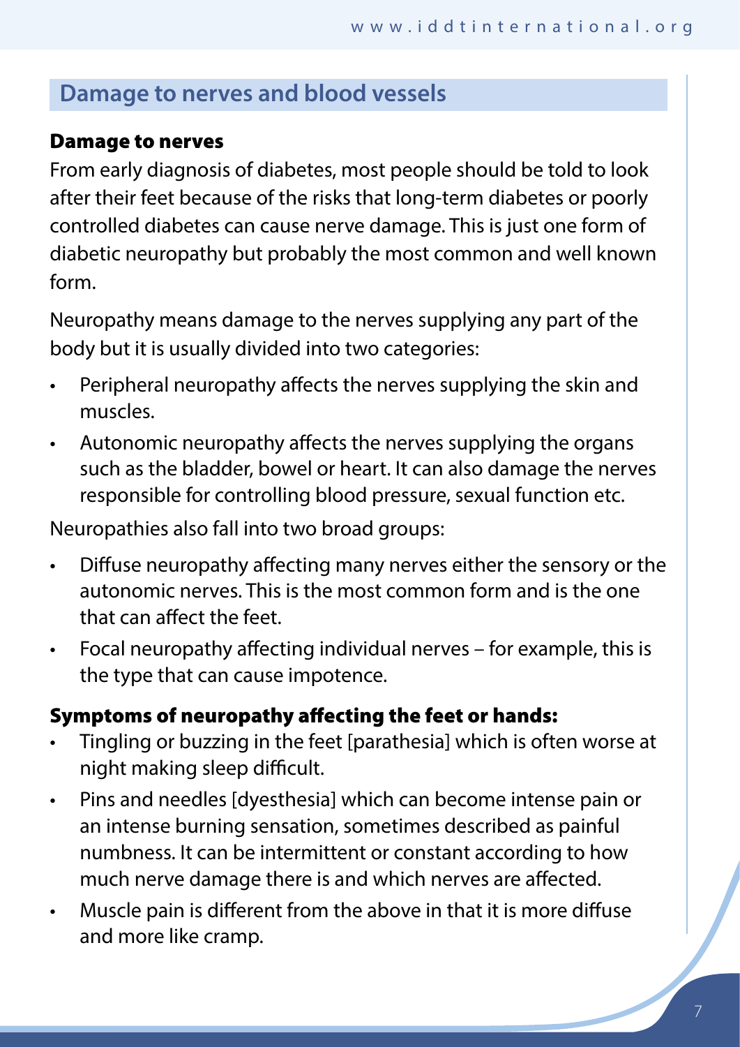## Damage to nerves and blood vessels

### Damage to nerves

From early diagnosis of diabetes, most people should be told to look after their feet because of the risks that long-term diabetes or poorly controlled diabetes can cause nerve damage. This is just one form of diabetic neuropathy but probably the most common and well known form.

Neuropathy means damage to the nerves supplying any part of the body but it is usually divided into two categories:

- Peripheral neuropathy affects the nerves supplying the skin and muscles.
- Autonomic neuropathy affects the nerves supplying the organs such as the bladder, bowel or heart. It can also damage the nerves responsible for controlling blood pressure, sexual function etc.

Neuropathies also fall into two broad groups:

- Diffuse neuropathy affecting many nerves either the sensory or the autonomic nerves. This is the most common form and is the one that can affect the feet.
- Focal neuropathy affecting individual nerves – for example, this is the type that can cause impotence.

### Symptoms of neuropathy affecting the feet or hands:

- Tingling or buzzing in the feet [parathesia] which is often worse at night making sleep difficult.
- Pins and needles [dyesthesia] which can become intense pain or an intense burning sensation, sometimes described as painful numbness. It can be intermittent or constant according to how much nerve damage there is and which nerves are affected.
- Muscle pain is different from the above in that it is more diffuse and more like cramp.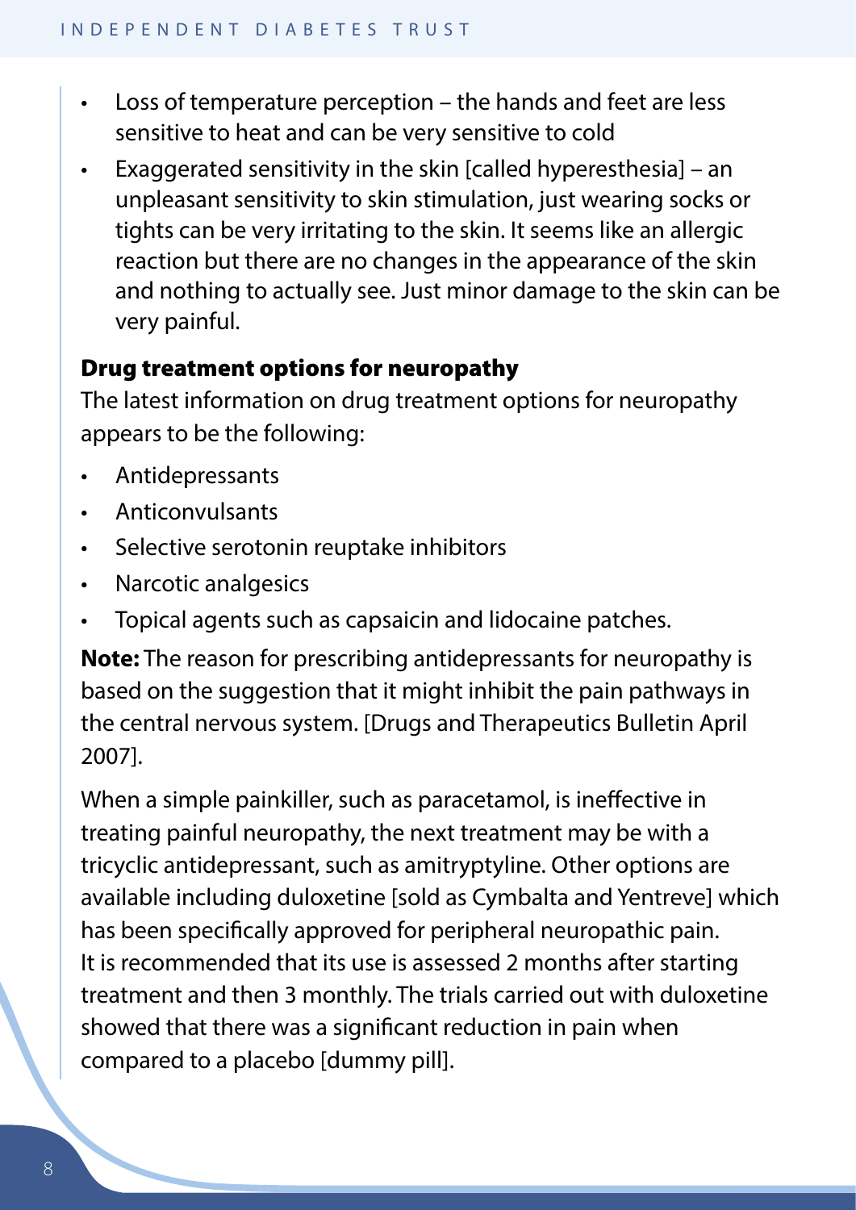- Loss of temperature perception – the hands and feet are less sensitive to heat and can be very sensitive to cold
- Exaggerated sensitivity in the skin [called hyperesthesia] – an unpleasant sensitivity to skin stimulation, just wearing socks or tights can be very irritating to the skin. It seems like an allergic reaction but there are no changes in the appearance of the skin and nothing to actually see. Just minor damage to the skin can be very painful.

### Drug treatment options for neuropathy

The latest information on drug treatment options for neuropathy appears to be the following:

- Antidepressants
- Anticonvulsants
- Selective serotonin reuptake inhibitors
- Narcotic analgesics
- Topical agents such as capsaicin and lidocaine patches.

**Note:** The reason for prescribing antidepressants for neuropathy is based on the suggestion that it might inhibit the pain pathways in the central nervous system. [Drugs and Therapeutics Bulletin April 2007].

When a simple painkiller, such as paracetamol, is ineffective in treating painful neuropathy, the next treatment may be with a tricyclic antidepressant, such as amitryptyline. Other options are available including duloxetine [sold as Cymbalta and Yentreve] which has been specifically approved for peripheral neuropathic pain. It is recommended that its use is assessed 2 months after starting treatment and then 3 monthly. The trials carried out with duloxetine showed that there was a significant reduction in pain when compared to a placebo [dummy pill].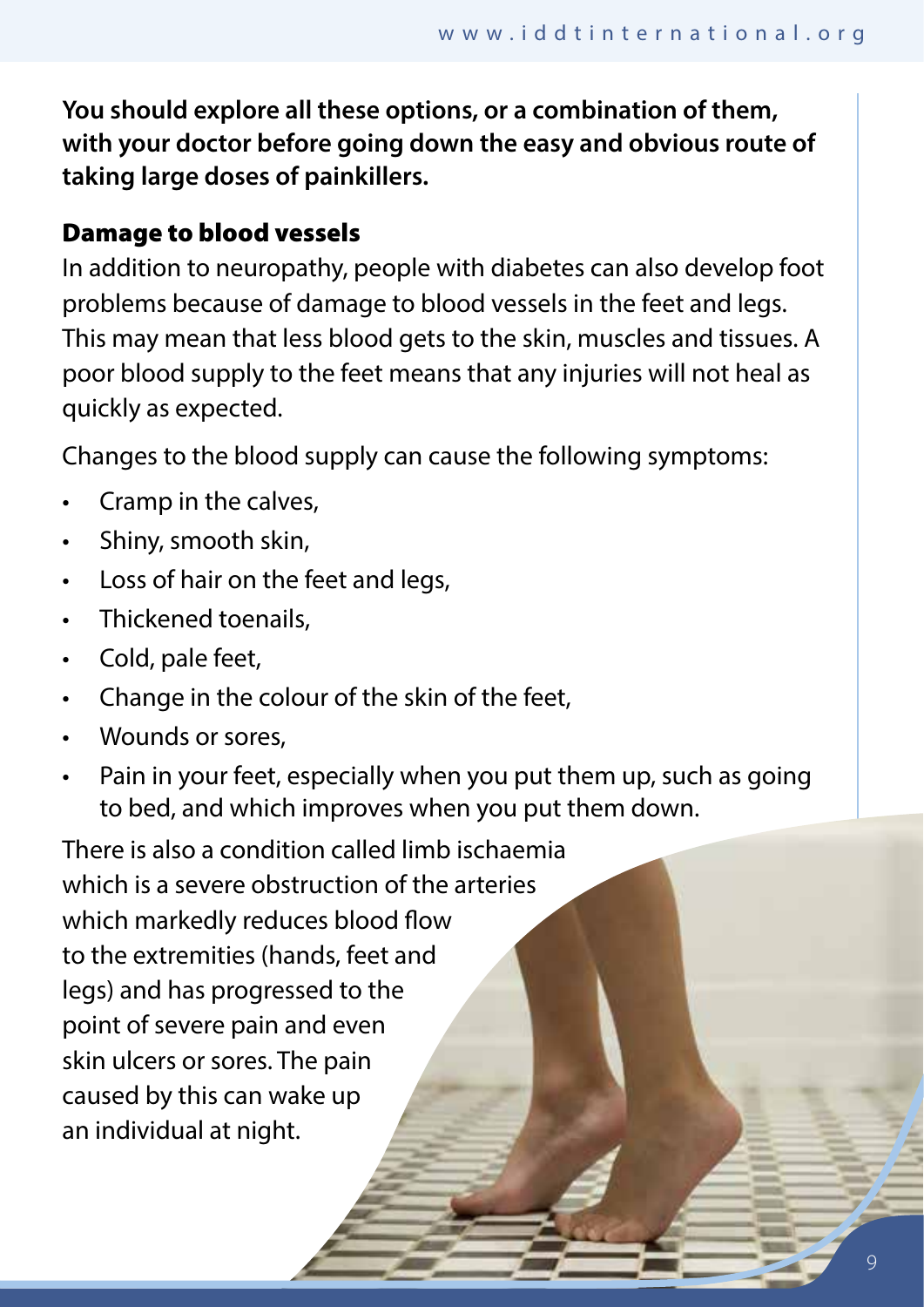**You should explore all these options, or a combination of them, with your doctor before going down the easy and obvious route of taking large doses of painkillers.**

## Damage to blood vessels

In addition to neuropathy, people with diabetes can also develop foot problems because of damage to blood vessels in the feet and legs. This may mean that less blood gets to the skin, muscles and tissues. A poor blood supply to the feet means that any injuries will not heal as quickly as expected.

Changes to the blood supply can cause the following symptoms:

- Cramp in the calves,
- Shiny, smooth skin,
- Loss of hair on the feet and legs,
- Thickened toenails,
- Cold, pale feet,
- Change in the colour of the skin of the feet,
- Wounds or sores,
- Pain in your feet, especially when you put them up, such as going to bed, and which improves when you put them down.

There is also a condition called limb ischaemia which is a severe obstruction of the arteries which markedly reduces blood flow to the extremities (hands, feet and legs) and has progressed to the point of severe pain and even skin ulcers or sores. The pain caused by this can wake up an individual at night.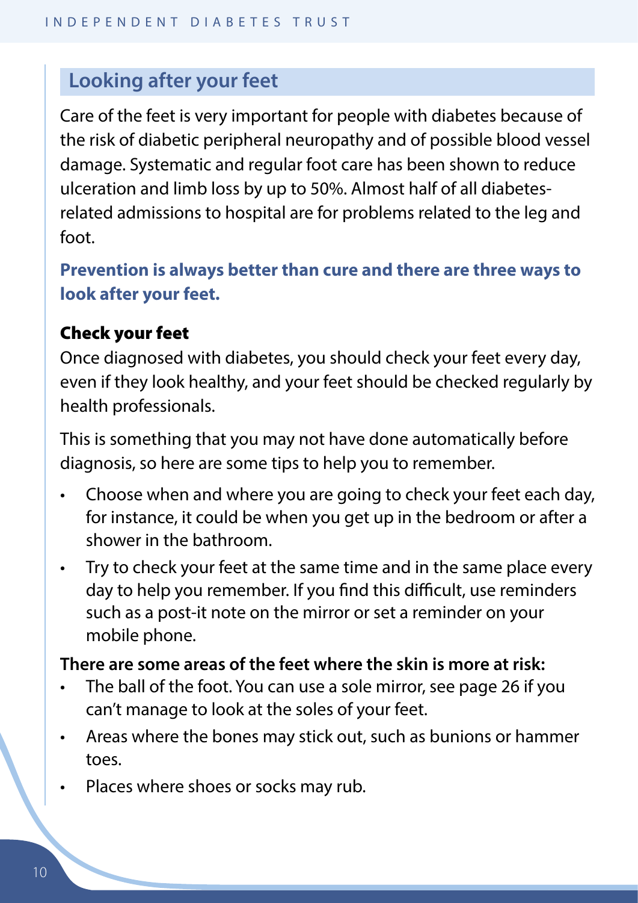## Looking after your feet

Care of the feet is very important for people with diabetes because of the risk of diabetic peripheral neuropathy and of possible blood vessel damage. Systematic and regular foot care has been shown to reduce ulceration and limb loss by up to 50%. Almost half of all diabetes-related admissions to hospital are for problems related to the leg and foot.

**Prevention is always better than cure and there are three ways to look after your feet.**

### Check your feet

Once diagnosed with diabetes, you should check your feet every day, even if they look healthy, and your feet should be checked regularly by health professionals.

This is something that you may not have done automatically before diagnosis, so here are some tips to help you to remember.

- Choose when and where you are going to check your feet each day, for instance, it could be when you get up in the bedroom or after a shower in the bathroom.
- Try to check your feet at the same time and in the same place every day to help you remember. If you find this difficult, use reminders such as a post-it note on the mirror or set a reminder on your mobile phone.

**There are some areas of the feet where the skin is more at risk:**

- The ball of the foot. You can use a sole mirror, see page 26 if you can't manage to look at the soles of your feet.
- Areas where the bones may stick out, such as bunions or hammer toes.
- Places where shoes or socks may rub.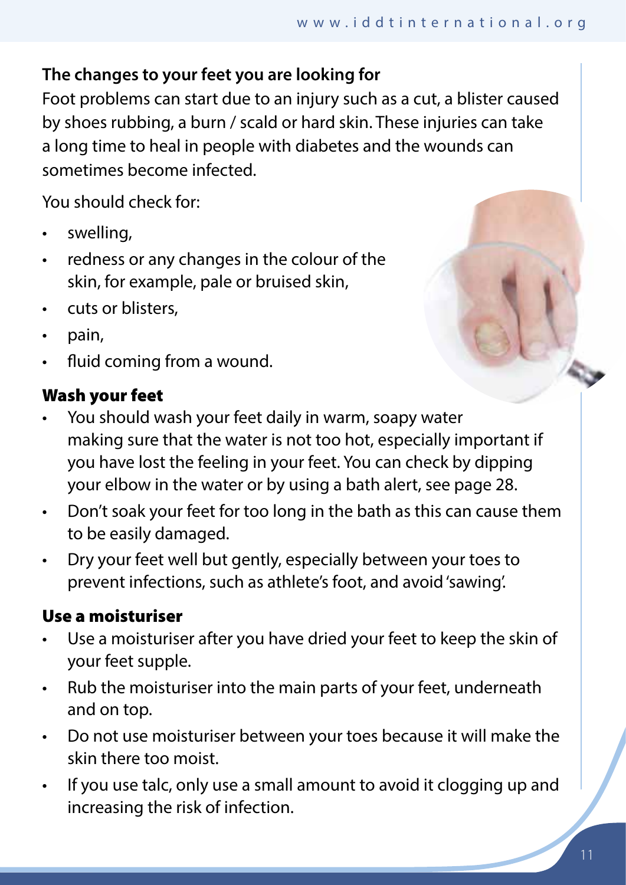**The changes to your feet you are looking for**

Foot problems can start due to an injury such as a cut, a blister caused by shoes rubbing, a burn / scald or hard skin. These injuries can take a long time to heal in people with diabetes and the wounds can sometimes become infected.

You should check for:

- swelling,
- redness or any changes in the colour of the skin, for example, pale or bruised skin,
- cuts or blisters,
- pain,
- fluid coming from a wound.

## Wash your feet

- You should wash your feet daily in warm, soapy water making sure that the water is not too hot, especially important if you have lost the feeling in your feet. You can check by dipping your elbow in the water or by using a bath alert, see page 28.
- Don't soak your feet for too long in the bath as this can cause them to be easily damaged.
- Dry your feet well but gently, especially between your toes to prevent infections, such as athlete's foot, and avoid 'sawing'.

## Use a moisturiser

- Use a moisturiser after you have dried your feet to keep the skin of your feet supple.
- Rub the moisturiser into the main parts of your feet, underneath and on top.
- Do not use moisturiser between your toes because it will make the skin there too moist.
- If you use talc, only use a small amount to avoid it clogging up and increasing the risk of infection.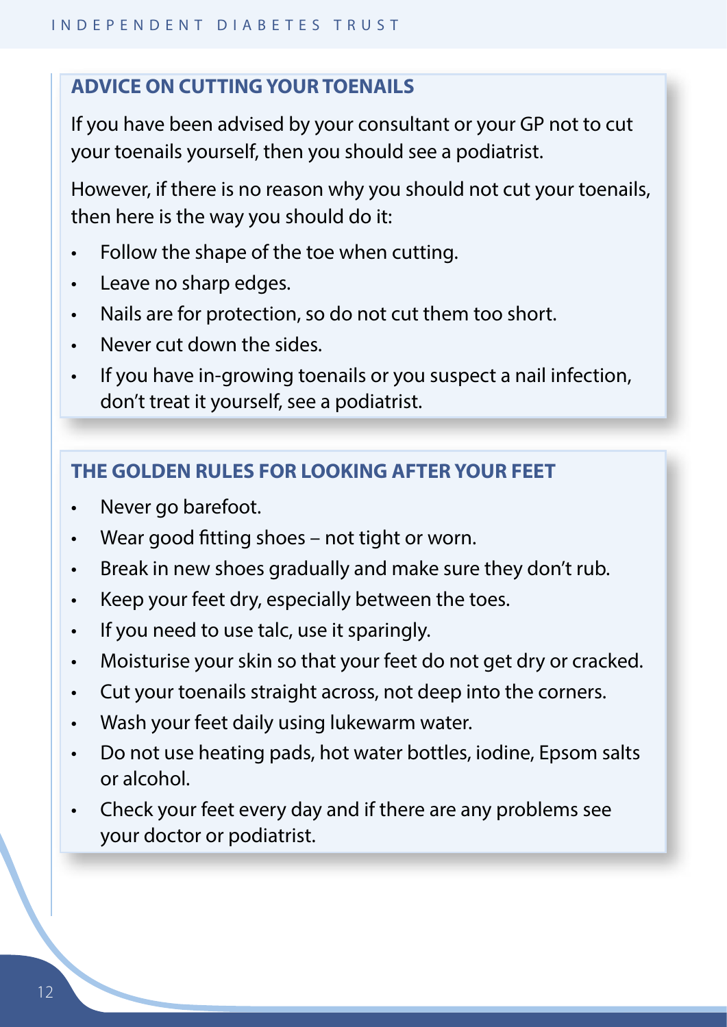## ADVICE ON CUTTING YOUR TOENAILS

If you have been advised by your consultant or your GP not to cut your toenails yourself, then you should see a podiatrist.

However, if there is no reason why you should not cut your toenails, then here is the way you should do it:

- Follow the shape of the toe when cutting.
- Leave no sharp edges.
- Nails are for protection, so do not cut them too short.
- Never cut down the sides.
- If you have in-growing toenails or you suspect a nail infection, don't treat it yourself, see a podiatrist.

## THE GOLDEN RULES FOR LOOKING AFTER YOUR FEET

- Never go barefoot.
- Wear good fitting shoes – not tight or worn.
- Break in new shoes gradually and make sure they don't rub.
- Keep your feet dry, especially between the toes.
- If you need to use talc, use it sparingly.
- Moisturise your skin so that your feet do not get dry or cracked.
- Cut your toenails straight across, not deep into the corners.
- Wash your feet daily using lukewarm water.
- Do not use heating pads, hot water bottles, iodine, Epsom salts or alcohol.
- Check your feet every day and if there are any problems see your doctor or podiatrist.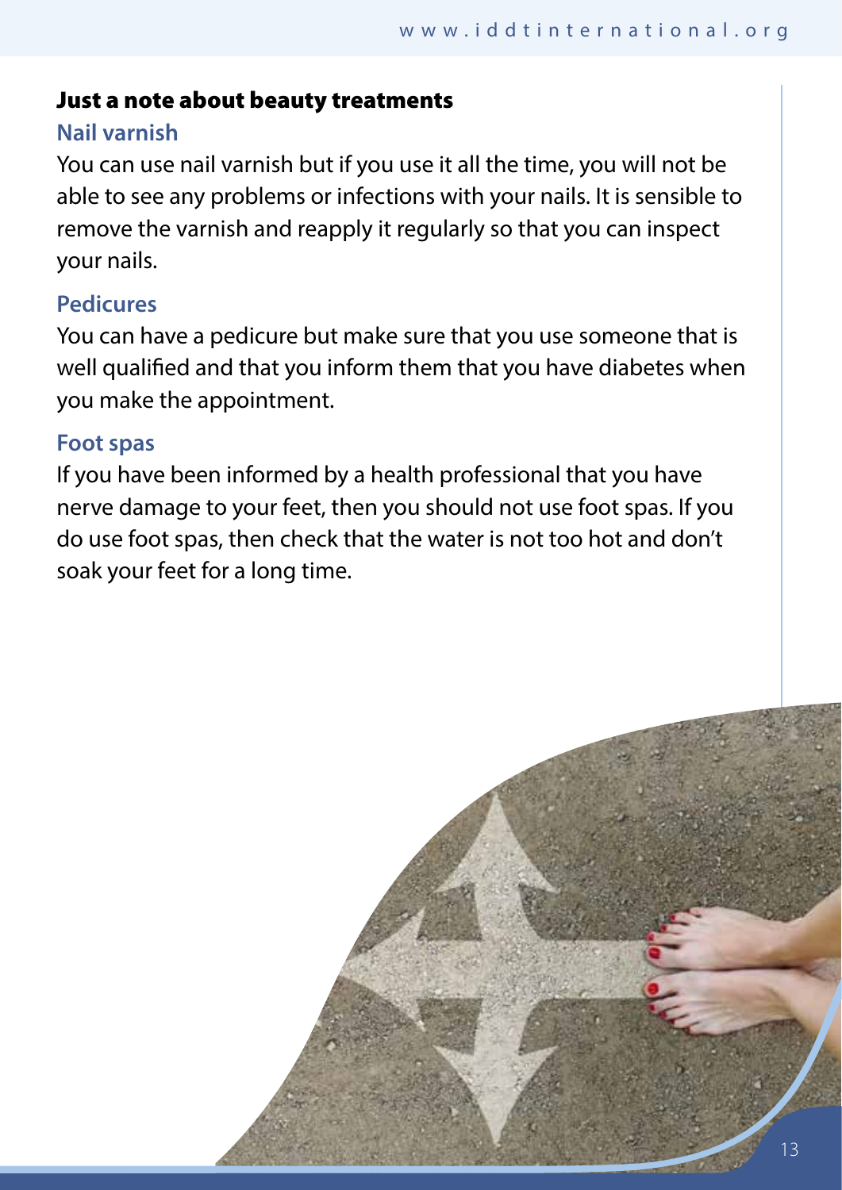## Just a note about beauty treatments

### Nail varnish

You can use nail varnish but if you use it all the time, you will not be able to see any problems or infections with your nails. It is sensible to remove the varnish and reapply it regularly so that you can inspect your nails.

### Pedicures

You can have a pedicure but make sure that you use someone that is well qualified and that you inform them that you have diabetes when you make the appointment.

### Foot spas

If you have been informed by a health professional that you have nerve damage to your feet, then you should not use foot spas. If you do use foot spas, then check that the water is not too hot and don't soak your feet for a long time.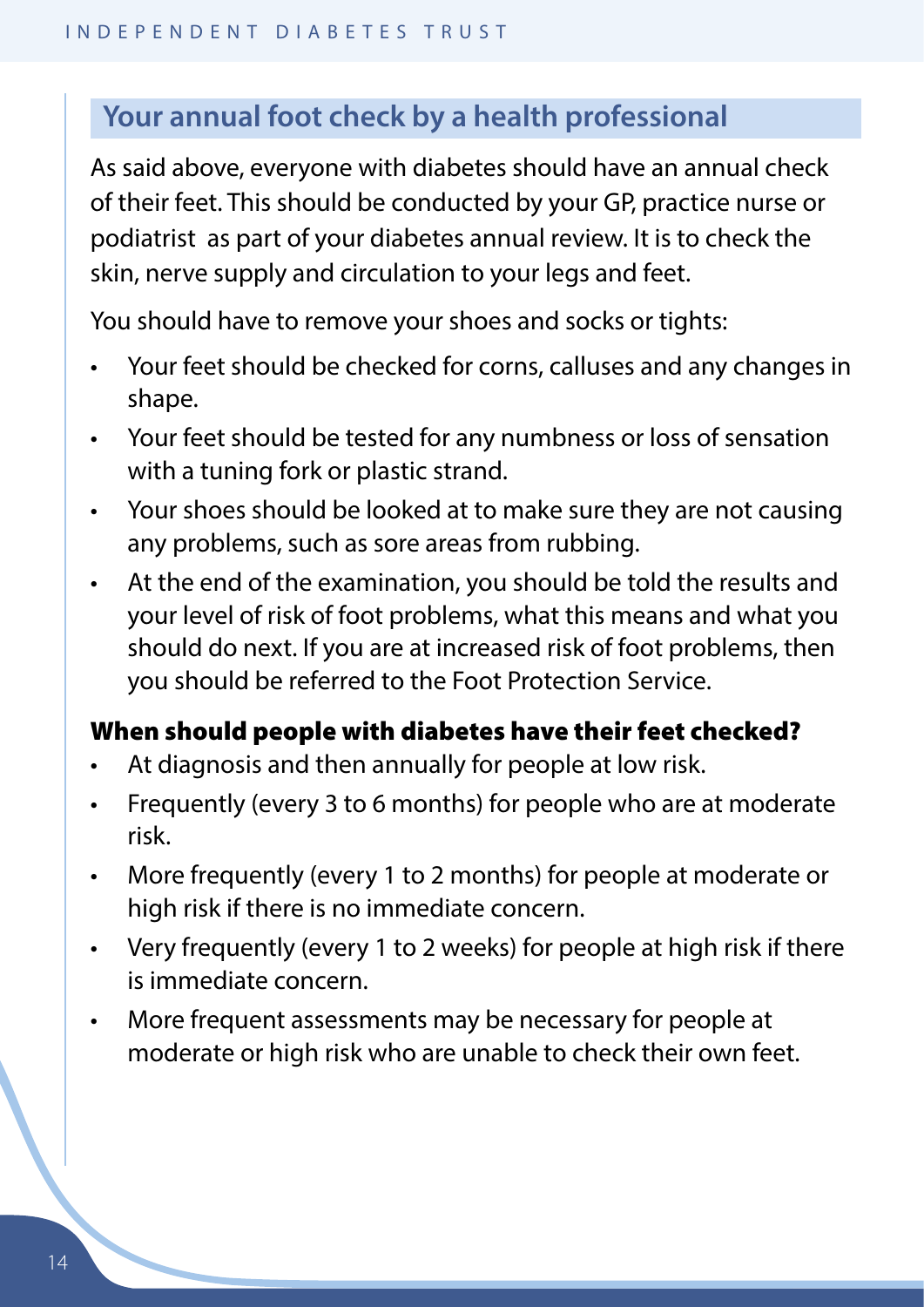## Your annual foot check by a health professional

As said above, everyone with diabetes should have an annual check of their feet. This should be conducted by your GP, practice nurse or podiatrist  as part of your diabetes annual review. It is to check the skin, nerve supply and circulation to your legs and feet.

You should have to remove your shoes and socks or tights:

- Your feet should be checked for corns, calluses and any changes in shape.
- Your feet should be tested for any numbness or loss of sensation with a tuning fork or plastic strand.
- Your shoes should be looked at to make sure they are not causing any problems, such as sore areas from rubbing.
- At the end of the examination, you should be told the results and your level of risk of foot problems, what this means and what you should do next. If you are at increased risk of foot problems, then you should be referred to the Foot Protection Service.

### When should people with diabetes have their feet checked?

- At diagnosis and then annually for people at low risk.
- Frequently (every 3 to 6 months) for people who are at moderate risk.
- More frequently (every 1 to 2 months) for people at moderate or high risk if there is no immediate concern.
- Very frequently (every 1 to 2 weeks) for people at high risk if there is immediate concern.
- More frequent assessments may be necessary for people at moderate or high risk who are unable to check their own feet.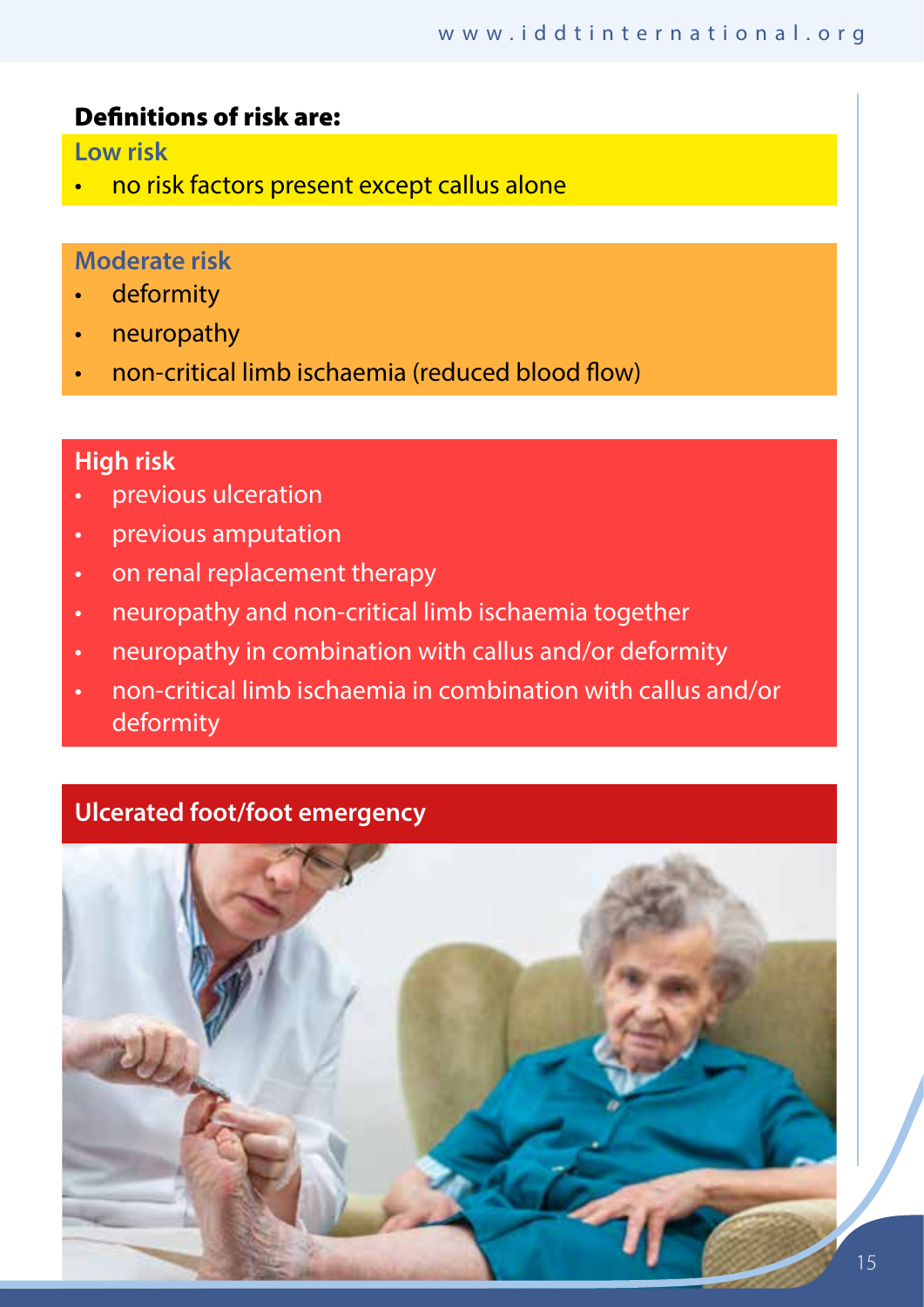**Definitions of risk are:**

### Low risk

- no risk factors present except callus alone

### Moderate risk

- deformity
- neuropathy
- non-critical limb ischaemia (reduced blood flow)

### High risk

- previous ulceration
- previous amputation
- on renal replacement therapy
- neuropathy and non-critical limb ischaemia together
- neuropathy in combination with callus and/or deformity
- non-critical limb ischaemia in combination with callus and/or deformity

### Ulcerated foot/foot emergency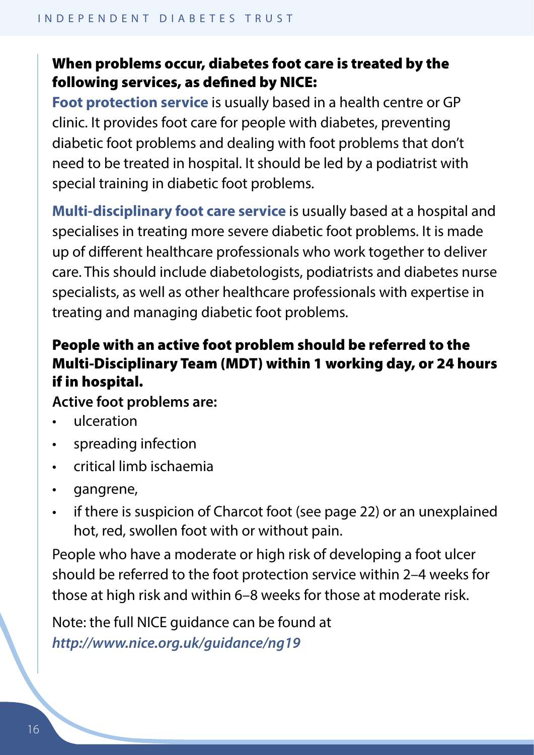### When problems occur, diabetes foot care is treated by the following services, as defined by NICE:

**Foot protection service** is usually based in a health centre or GP clinic. It provides foot care for people with diabetes, preventing diabetic foot problems and dealing with foot problems that don't need to be treated in hospital. It should be led by a podiatrist with special training in diabetic foot problems.

**Multi-disciplinary foot care service** is usually based at a hospital and specialises in treating more severe diabetic foot problems. It is made up of different healthcare professionals who work together to deliver care. This should include diabetologists, podiatrists and diabetes nurse specialists, as well as other healthcare professionals with expertise in treating and managing diabetic foot problems.

### People with an active foot problem should be referred to the Multi-Disciplinary Team (MDT) within 1 working day, or 24 hours if in hospital.

**Active foot problems are:**

- ulceration
- spreading infection
- critical limb ischaemia
- gangrene,
- if there is suspicion of Charcot foot (see page 22) or an unexplained hot, red, swollen foot with or without pain.

People who have a moderate or high risk of developing a foot ulcer should be referred to the foot protection service within 2–4 weeks for those at high risk and within 6–8 weeks for those at moderate risk.

Note: the full NICE guidance can be found at *http://www.nice.org.uk/guidance/ng19*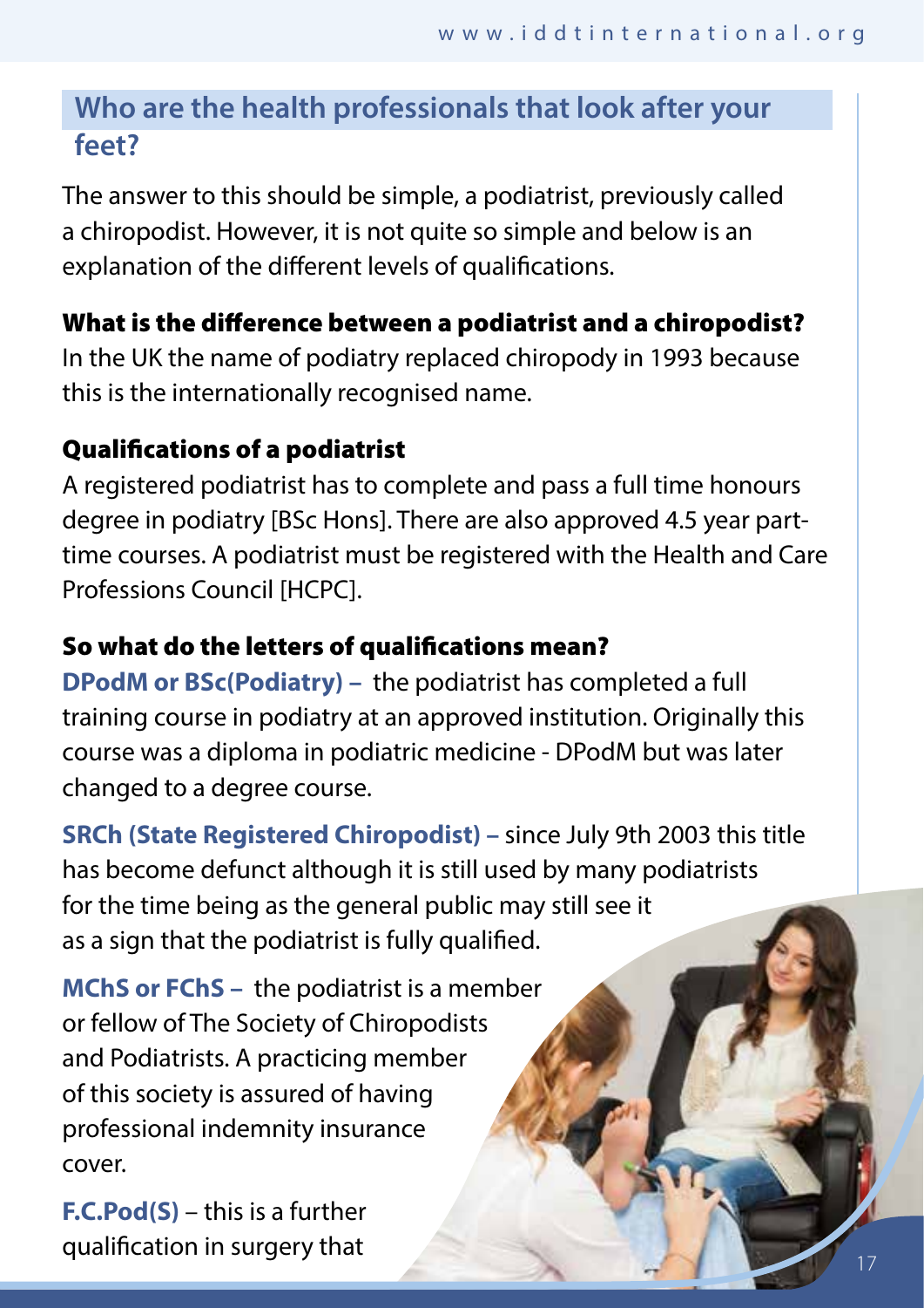## Who are the health professionals that look after your feet?

The answer to this should be simple, a podiatrist, previously called a chiropodist. However, it is not quite so simple and below is an explanation of the different levels of qualifications.

### What is the difference between a podiatrist and a chiropodist?

In the UK the name of podiatry replaced chiropody in 1993 because this is the internationally recognised name.

### Qualifications of a podiatrist

A registered podiatrist has to complete and pass a full time honours degree in podiatry [BSc Hons]. There are also approved 4.5 year part-time courses. A podiatrist must be registered with the Health and Care Professions Council [HCPC].

### So what do the letters of qualifications mean?

**DPodM or BSc(Podiatry) –** the podiatrist has completed a full training course in podiatry at an approved institution. Originally this course was a diploma in podiatric medicine - DPodM but was later changed to a degree course.

**SRCh (State Registered Chiropodist) –** since July 9th 2003 this title has become defunct although it is still used by many podiatrists for the time being as the general public may still see it as a sign that the podiatrist is fully qualified.

**MChS or FChS –** the podiatrist is a member or fellow of The Society of Chiropodists and Podiatrists. A practicing member of this society is assured of having professional indemnity insurance cover.

**F.C.Pod(S)** – this is a further qualification in surgery that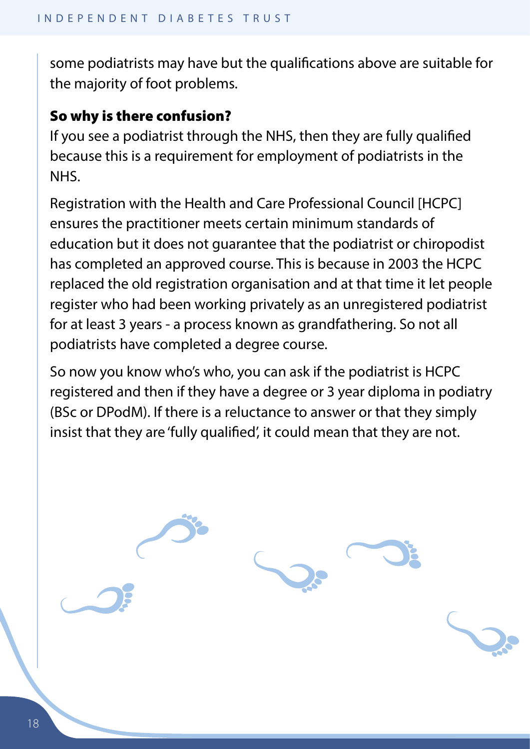some podiatrists may have but the qualifications above are suitable for the majority of foot problems.

### So why is there confusion?

If you see a podiatrist through the NHS, then they are fully qualified because this is a requirement for employment of podiatrists in the NHS.

Registration with the Health and Care Professional Council [HCPC] ensures the practitioner meets certain minimum standards of education but it does not guarantee that the podiatrist or chiropodist has completed an approved course. This is because in 2003 the HCPC replaced the old registration organisation and at that time it let people register who had been working privately as an unregistered podiatrist for at least 3 years - a process known as grandfathering. So not all podiatrists have completed a degree course.

So now you know who's who, you can ask if the podiatrist is HCPC registered and then if they have a degree or 3 year diploma in podiatry (BSc or DPodM). If there is a reluctance to answer or that they simply insist that they are 'fully qualified', it could mean that they are not.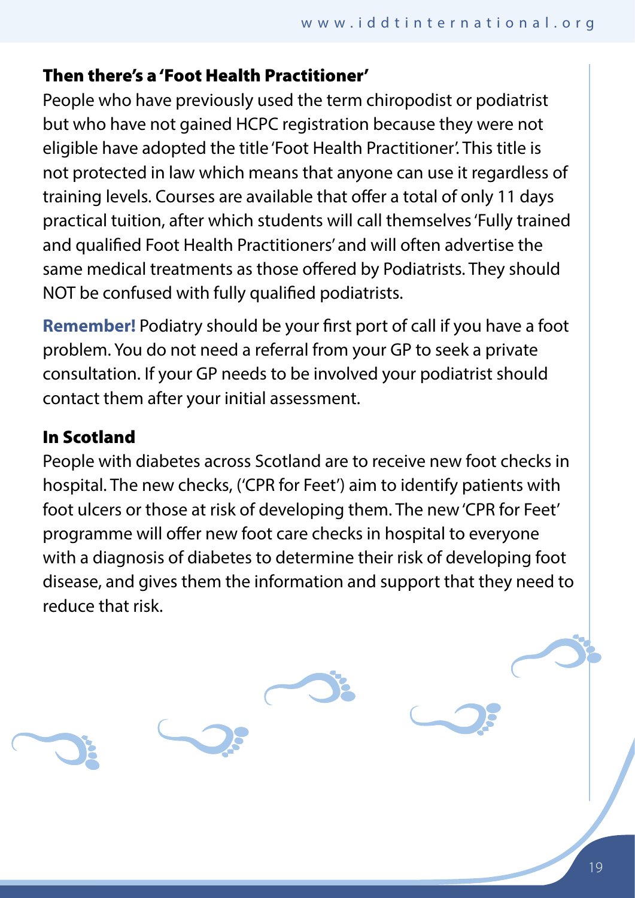## Then there's a 'Foot Health Practitioner'

People who have previously used the term chiropodist or podiatrist but who have not gained HCPC registration because they were not eligible have adopted the title 'Foot Health Practitioner'. This title is not protected in law which means that anyone can use it regardless of training levels. Courses are available that offer a total of only 11 days practical tuition, after which students will call themselves 'Fully trained and qualified Foot Health Practitioners' and will often advertise the same medical treatments as those offered by Podiatrists. They should NOT be confused with fully qualified podiatrists.

**Remember!** Podiatry should be your first port of call if you have a foot problem. You do not need a referral from your GP to seek a private consultation. If your GP needs to be involved your podiatrist should contact them after your initial assessment.

## In Scotland

People with diabetes across Scotland are to receive new foot checks in hospital. The new checks, ('CPR for Feet') aim to identify patients with foot ulcers or those at risk of developing them. The new 'CPR for Feet' programme will offer new foot care checks in hospital to everyone with a diagnosis of diabetes to determine their risk of developing foot disease, and gives them the information and support that they need to reduce that risk.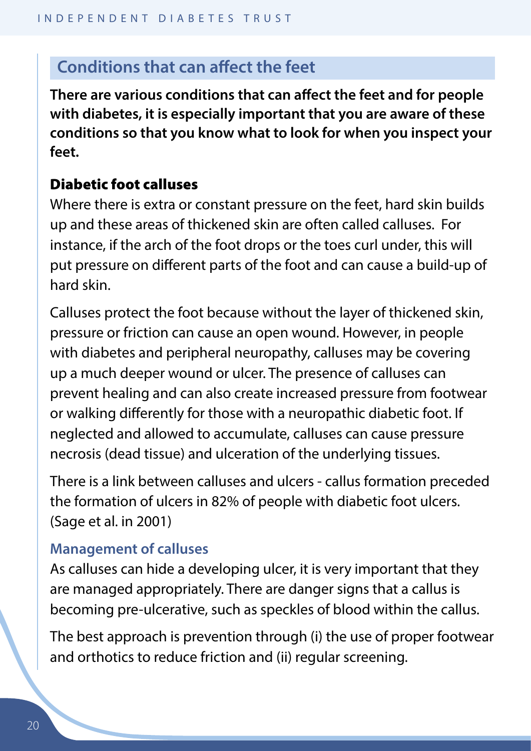## Conditions that can affect the feet

**There are various conditions that can affect the feet and for people with diabetes, it is especially important that you are aware of these conditions so that you know what to look for when you inspect your feet.**

### Diabetic foot calluses

Where there is extra or constant pressure on the feet, hard skin builds up and these areas of thickened skin are often called calluses. For instance, if the arch of the foot drops or the toes curl under, this will put pressure on different parts of the foot and can cause a build-up of hard skin.

Calluses protect the foot because without the layer of thickened skin, pressure or friction can cause an open wound. However, in people with diabetes and peripheral neuropathy, calluses may be covering up a much deeper wound or ulcer. The presence of calluses can prevent healing and can also create increased pressure from footwear or walking differently for those with a neuropathic diabetic foot. If neglected and allowed to accumulate, calluses can cause pressure necrosis (dead tissue) and ulceration of the underlying tissues.

There is a link between calluses and ulcers - callus formation preceded the formation of ulcers in 82% of people with diabetic foot ulcers. (Sage et al. in 2001)

#### Management of calluses

As calluses can hide a developing ulcer, it is very important that they are managed appropriately. There are danger signs that a callus is becoming pre-ulcerative, such as speckles of blood within the callus.

The best approach is prevention through (i) the use of proper footwear and orthotics to reduce friction and (ii) regular screening.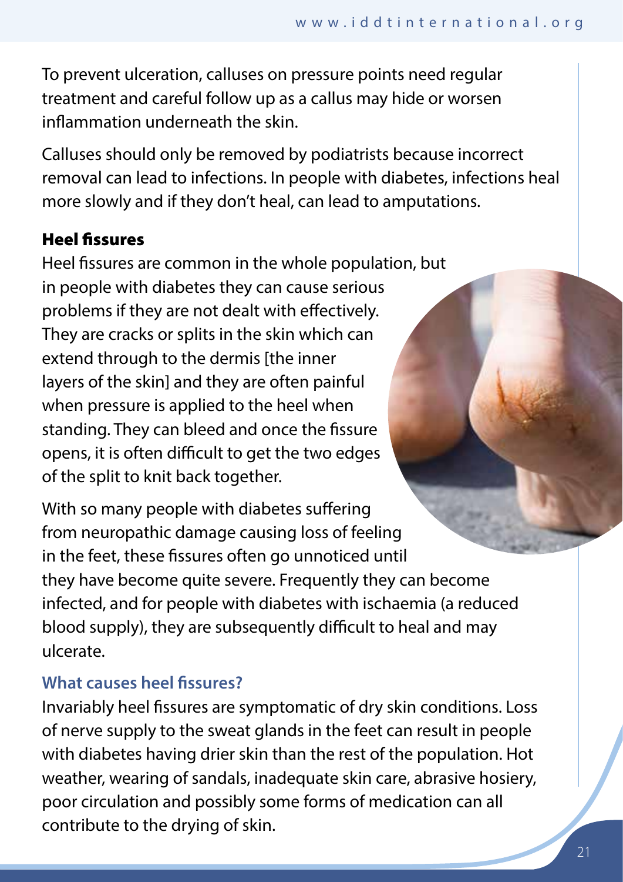To prevent ulceration, calluses on pressure points need regular treatment and careful follow up as a callus may hide or worsen inflammation underneath the skin.

Calluses should only be removed by podiatrists because incorrect removal can lead to infections. In people with diabetes, infections heal more slowly and if they don't heal, can lead to amputations.

## Heel fissures

Heel fissures are common in the whole population, but in people with diabetes they can cause serious problems if they are not dealt with effectively. They are cracks or splits in the skin which can extend through to the dermis [the inner layers of the skin] and they are often painful when pressure is applied to the heel when standing. They can bleed and once the fissure opens, it is often difficult to get the two edges of the split to knit back together.

With so many people with diabetes suffering from neuropathic damage causing loss of feeling in the feet, these fissures often go unnoticed until they have become quite severe. Frequently they can become infected, and for people with diabetes with ischaemia (a reduced blood supply), they are subsequently difficult to heal and may ulcerate.

### What causes heel fissures?

Invariably heel fissures are symptomatic of dry skin conditions. Loss of nerve supply to the sweat glands in the feet can result in people with diabetes having drier skin than the rest of the population. Hot weather, wearing of sandals, inadequate skin care, abrasive hosiery, poor circulation and possibly some forms of medication can all contribute to the drying of skin.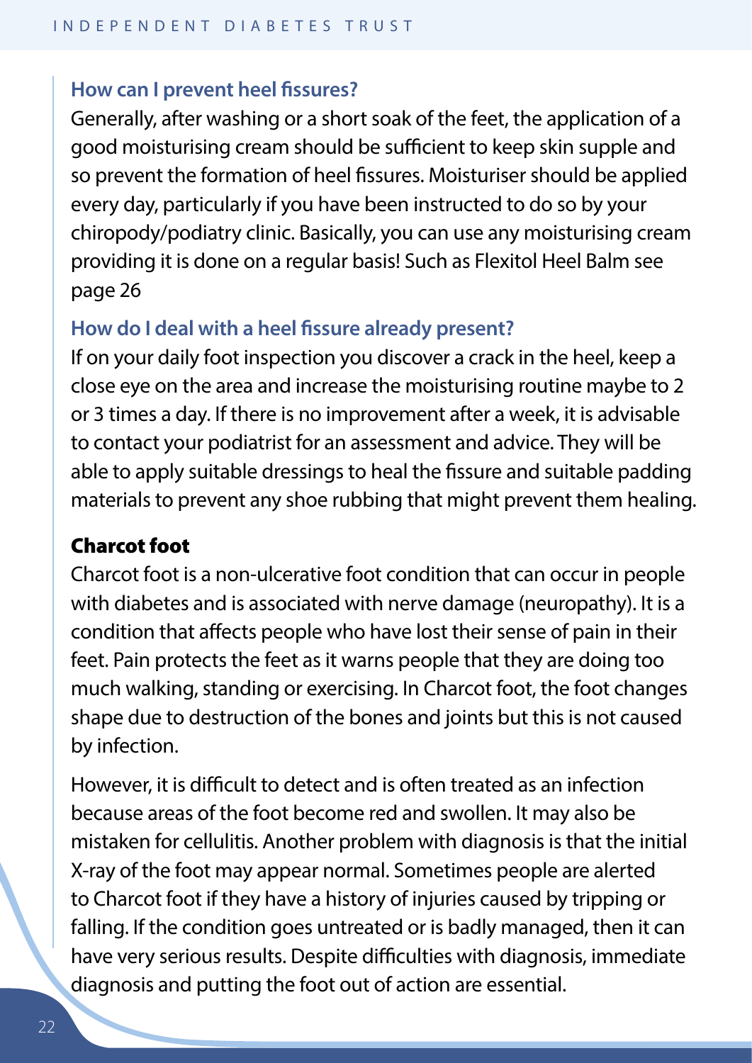### How can I prevent heel fissures?

Generally, after washing or a short soak of the feet, the application of a good moisturising cream should be sufficient to keep skin supple and so prevent the formation of heel fissures. Moisturiser should be applied every day, particularly if you have been instructed to do so by your chiropody/podiatry clinic. Basically, you can use any moisturising cream providing it is done on a regular basis! Such as Flexitol Heel Balm see page 26

### How do I deal with a heel fissure already present?

If on your daily foot inspection you discover a crack in the heel, keep a close eye on the area and increase the moisturising routine maybe to 2 or 3 times a day. If there is no improvement after a week, it is advisable to contact your podiatrist for an assessment and advice. They will be able to apply suitable dressings to heal the fissure and suitable padding materials to prevent any shoe rubbing that might prevent them healing.

## Charcot foot

Charcot foot is a non-ulcerative foot condition that can occur in people with diabetes and is associated with nerve damage (neuropathy). It is a condition that affects people who have lost their sense of pain in their feet. Pain protects the feet as it warns people that they are doing too much walking, standing or exercising. In Charcot foot, the foot changes shape due to destruction of the bones and joints but this is not caused by infection.

However, it is difficult to detect and is often treated as an infection because areas of the foot become red and swollen. It may also be mistaken for cellulitis. Another problem with diagnosis is that the initial X-ray of the foot may appear normal. Sometimes people are alerted to Charcot foot if they have a history of injuries caused by tripping or falling. If the condition goes untreated or is badly managed, then it can have very serious results. Despite difficulties with diagnosis, immediate diagnosis and putting the foot out of action are essential.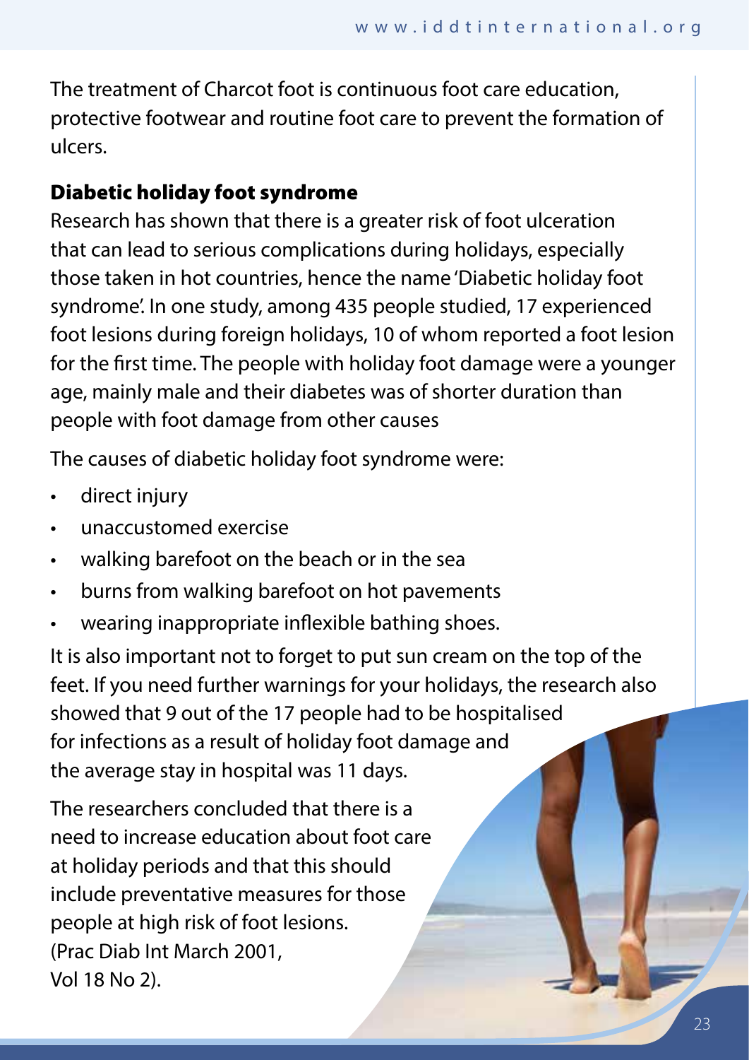The treatment of Charcot foot is continuous foot care education, protective footwear and routine foot care to prevent the formation of ulcers.

## Diabetic holiday foot syndrome

Research has shown that there is a greater risk of foot ulceration that can lead to serious complications during holidays, especially those taken in hot countries, hence the name 'Diabetic holiday foot syndrome'. In one study, among 435 people studied, 17 experienced foot lesions during foreign holidays, 10 of whom reported a foot lesion for the first time. The people with holiday foot damage were a younger age, mainly male and their diabetes was of shorter duration than people with foot damage from other causes

The causes of diabetic holiday foot syndrome were:

- direct injury
- unaccustomed exercise
- walking barefoot on the beach or in the sea
- burns from walking barefoot on hot pavements
- wearing inappropriate inflexible bathing shoes.

It is also important not to forget to put sun cream on the top of the feet. If you need further warnings for your holidays, the research also showed that 9 out of the 17 people had to be hospitalised for infections as a result of holiday foot damage and the average stay in hospital was 11 days.

The researchers concluded that there is a need to increase education about foot care at holiday periods and that this should include preventative measures for those people at high risk of foot lesions. (Prac Diab Int March 2001, Vol 18 No 2).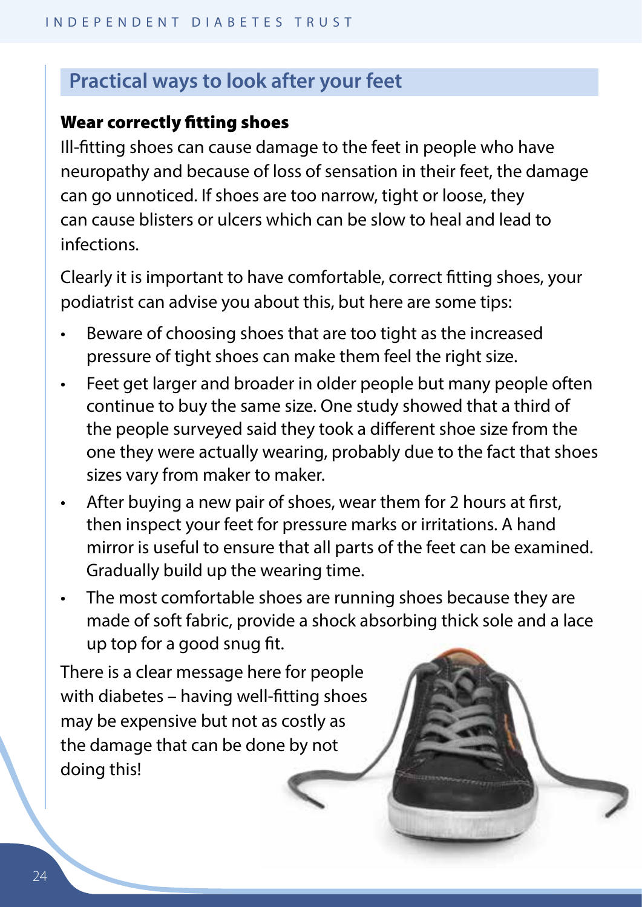## Practical ways to look after your feet

### Wear correctly fitting shoes

Ill-fitting shoes can cause damage to the feet in people who have neuropathy and because of loss of sensation in their feet, the damage can go unnoticed. If shoes are too narrow, tight or loose, they can cause blisters or ulcers which can be slow to heal and lead to infections.

Clearly it is important to have comfortable, correct fitting shoes, your podiatrist can advise you about this, but here are some tips:

- Beware of choosing shoes that are too tight as the increased pressure of tight shoes can make them feel the right size.
- Feet get larger and broader in older people but many people often continue to buy the same size. One study showed that a third of the people surveyed said they took a different shoe size from the one they were actually wearing, probably due to the fact that shoes sizes vary from maker to maker.
- After buying a new pair of shoes, wear them for 2 hours at first, then inspect your feet for pressure marks or irritations. A hand mirror is useful to ensure that all parts of the feet can be examined. Gradually build up the wearing time.
- The most comfortable shoes are running shoes because they are made of soft fabric, provide a shock absorbing thick sole and a lace up top for a good snug fit.

There is a clear message here for people with diabetes – having well-fitting shoes may be expensive but not as costly as the damage that can be done by not doing this!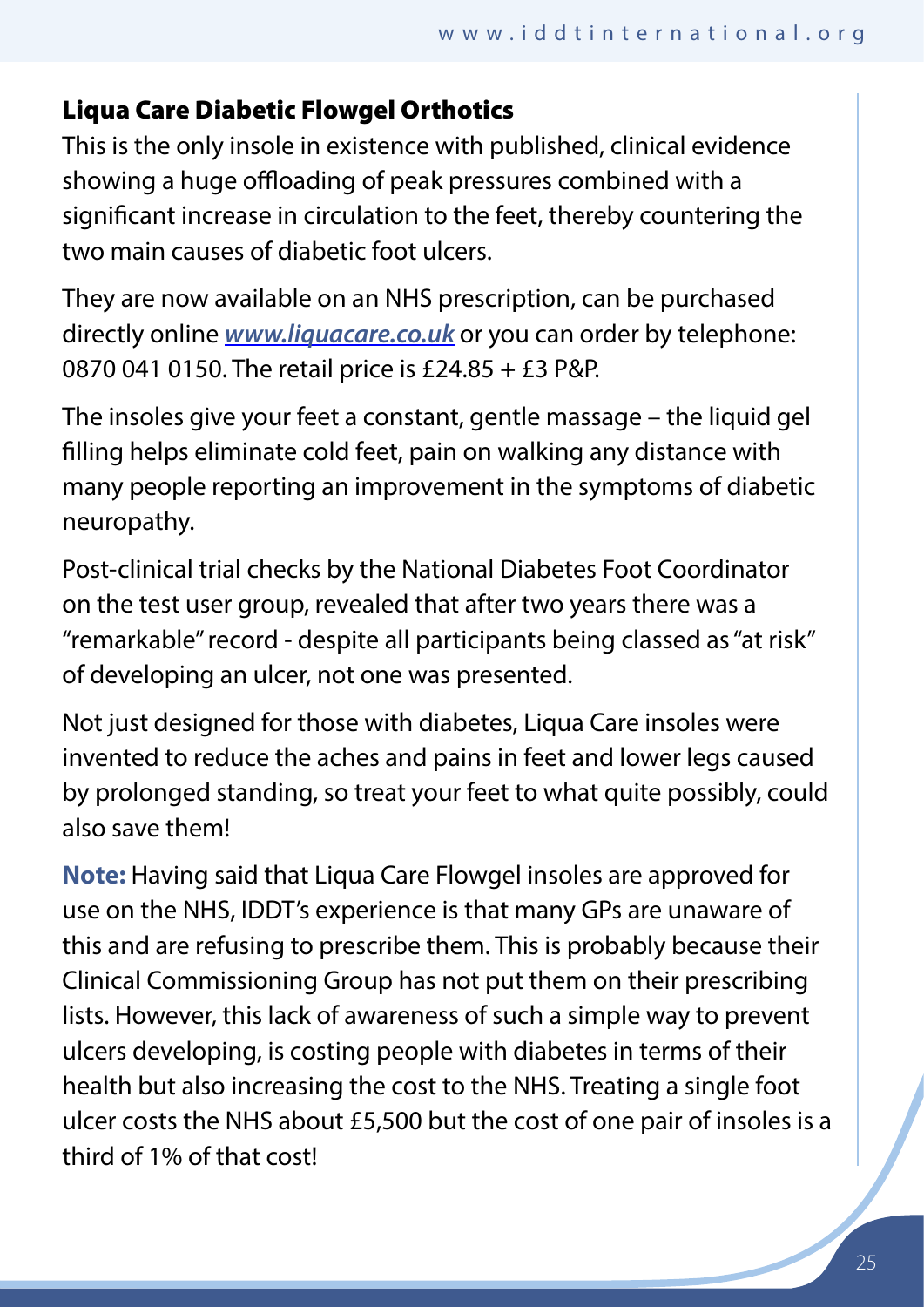### Liqua Care Diabetic Flowgel Orthotics

This is the only insole in existence with published, clinical evidence showing a huge offloading of peak pressures combined with a significant increase in circulation to the feet, thereby countering the two main causes of diabetic foot ulcers.

They are now available on an NHS prescription, can be purchased directly online ***www.liquacare.co.uk*** or you can order by telephone: 0870 041 0150. The retail price is £24.85 + £3 P&P.

The insoles give your feet a constant, gentle massage – the liquid gel filling helps eliminate cold feet, pain on walking any distance with many people reporting an improvement in the symptoms of diabetic neuropathy.

Post-clinical trial checks by the National Diabetes Foot Coordinator on the test user group, revealed that after two years there was a "remarkable" record - despite all participants being classed as "at risk" of developing an ulcer, not one was presented.

Not just designed for those with diabetes, Liqua Care insoles were invented to reduce the aches and pains in feet and lower legs caused by prolonged standing, so treat your feet to what quite possibly, could also save them!

**Note:** Having said that Liqua Care Flowgel insoles are approved for use on the NHS, IDDT's experience is that many GPs are unaware of this and are refusing to prescribe them. This is probably because their Clinical Commissioning Group has not put them on their prescribing lists. However, this lack of awareness of such a simple way to prevent ulcers developing, is costing people with diabetes in terms of their health but also increasing the cost to the NHS. Treating a single foot ulcer costs the NHS about £5,500 but the cost of one pair of insoles is a third of 1% of that cost!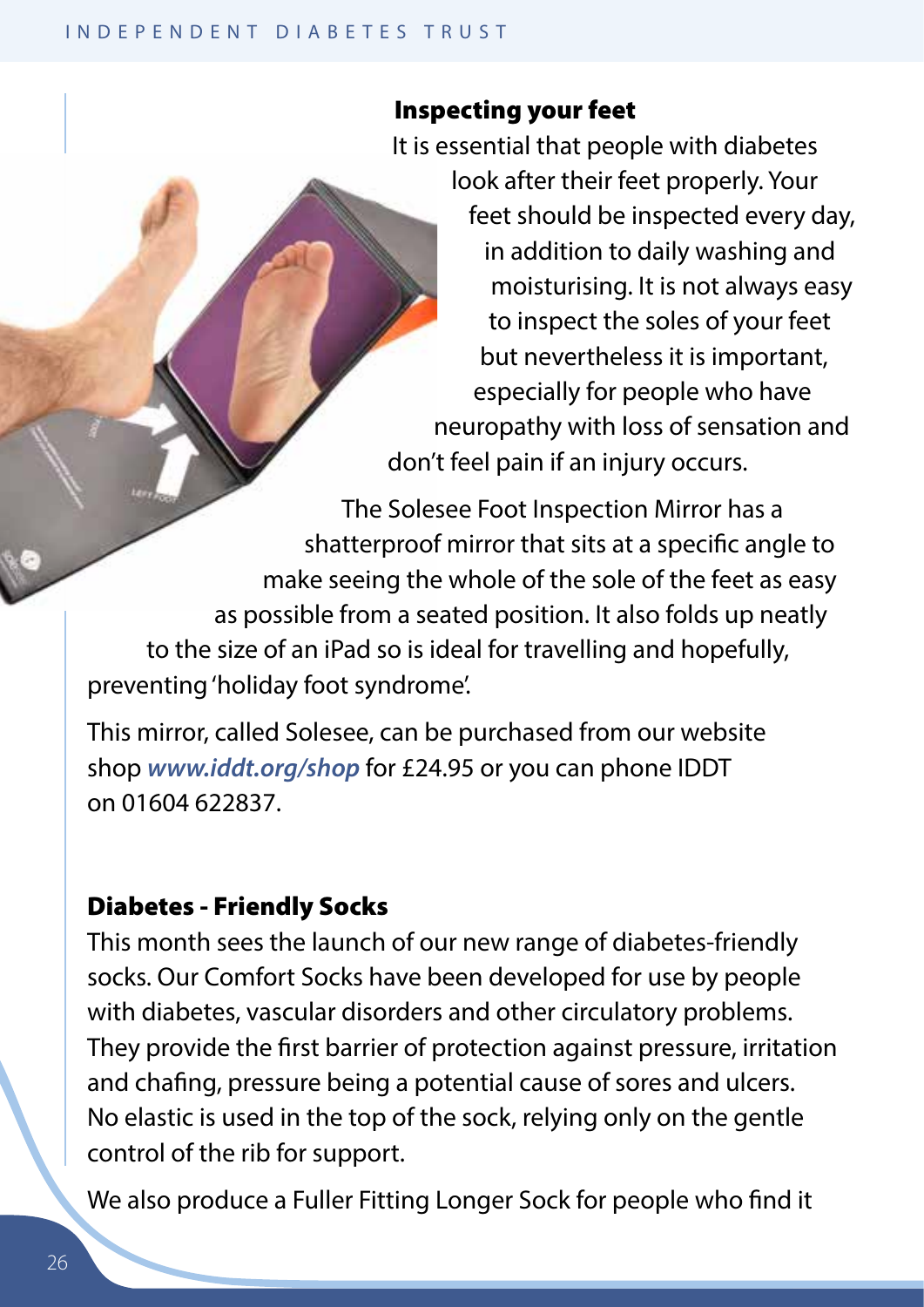### Inspecting your feet

It is essential that people with diabetes look after their feet properly. Your feet should be inspected every day, in addition to daily washing and moisturising. It is not always easy to inspect the soles of your feet but nevertheless it is important, especially for people who have neuropathy with loss of sensation and don't feel pain if an injury occurs.

The Solesee Foot Inspection Mirror has a shatterproof mirror that sits at a specific angle to make seeing the whole of the sole of the feet as easy as possible from a seated position. It also folds up neatly to the size of an iPad so is ideal for travelling and hopefully, preventing 'holiday foot syndrome'.

This mirror, called Solesee, can be purchased from our website shop ***www.iddt.org/shop*** for £24.95 or you can phone IDDT on 01604 622837.

### Diabetes - Friendly Socks

This month sees the launch of our new range of diabetes-friendly socks. Our Comfort Socks have been developed for use by people with diabetes, vascular disorders and other circulatory problems. They provide the first barrier of protection against pressure, irritation and chafing, pressure being a potential cause of sores and ulcers. No elastic is used in the top of the sock, relying only on the gentle control of the rib for support.

We also produce a Fuller Fitting Longer Sock for people who find it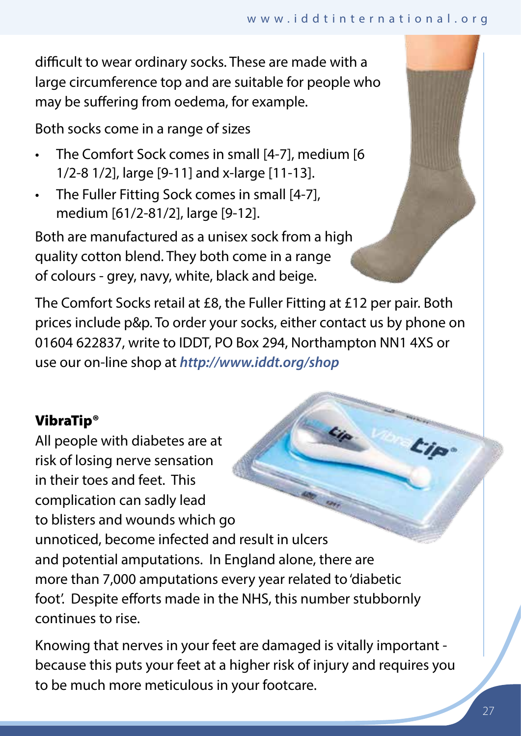difficult to wear ordinary socks. These are made with a large circumference top and are suitable for people who may be suffering from oedema, for example.

Both socks come in a range of sizes

- The Comfort Sock comes in small [4-7], medium [6 1/2-8 1/2], large [9-11] and x-large [11-13].
- The Fuller Fitting Sock comes in small [4-7], medium [61/2-81/2], large [9-12].

Both are manufactured as a unisex sock from a high quality cotton blend. They both come in a range of colours - grey, navy, white, black and beige.

The Comfort Socks retail at £8, the Fuller Fitting at £12 per pair. Both prices include p&p. To order your socks, either contact us by phone on 01604 622837, write to IDDT, PO Box 294, Northampton NN1 4XS or use our on-line shop at ***http://www.iddt.org/shop***

### VibraTip®

All people with diabetes are at risk of losing nerve sensation in their toes and feet. This complication can sadly lead to blisters and wounds which go unnoticed, become infected and result in ulcers and potential amputations. In England alone, there are more than 7,000 amputations every year related to 'diabetic foot'. Despite efforts made in the NHS, this number stubbornly continues to rise.

Knowing that nerves in your feet are damaged is vitally important - because this puts your feet at a higher risk of injury and requires you to be much more meticulous in your footcare.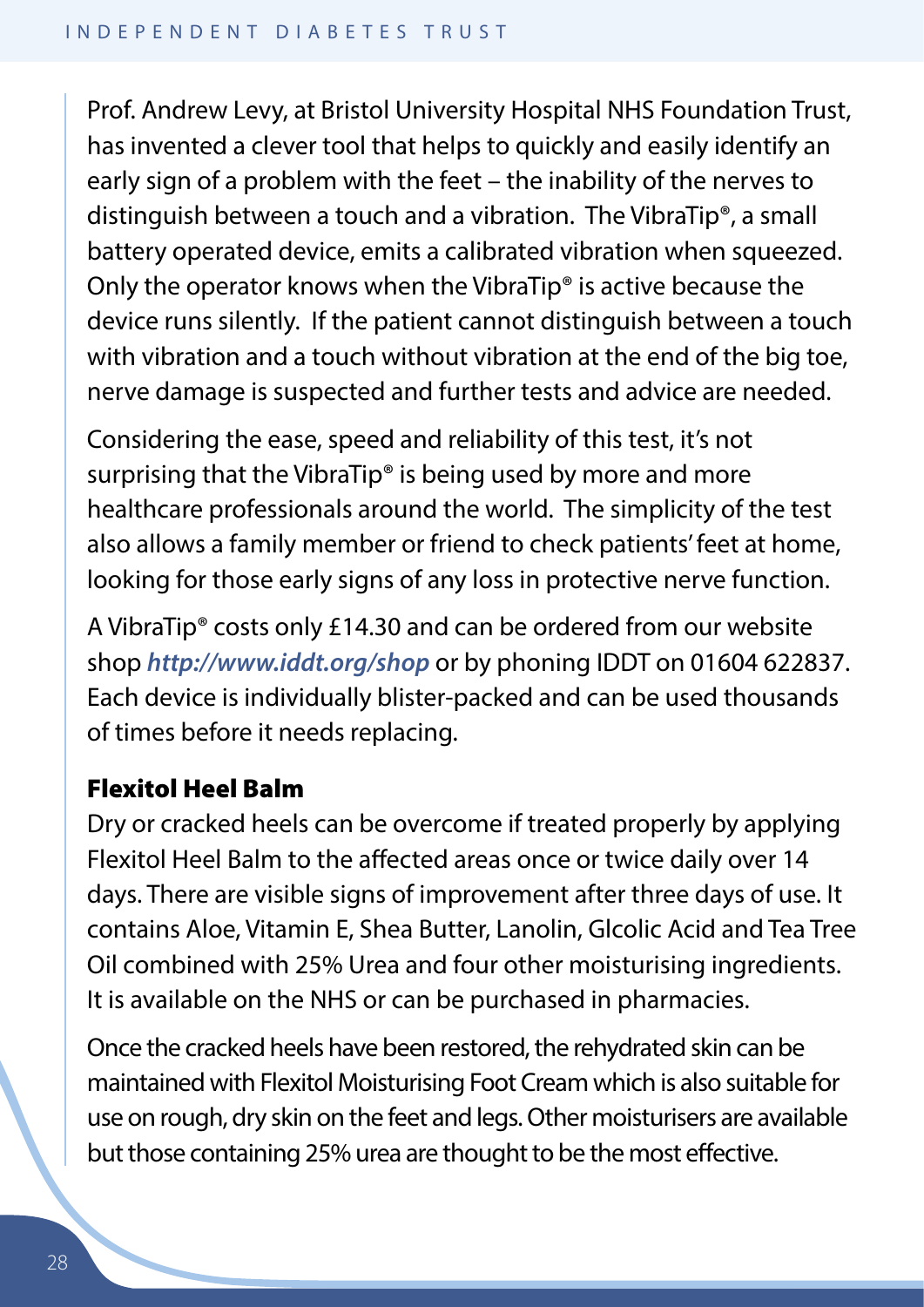Prof. Andrew Levy, at Bristol University Hospital NHS Foundation Trust, has invented a clever tool that helps to quickly and easily identify an early sign of a problem with the feet – the inability of the nerves to distinguish between a touch and a vibration. The VibraTip®, a small battery operated device, emits a calibrated vibration when squeezed. Only the operator knows when the VibraTip® is active because the device runs silently. If the patient cannot distinguish between a touch with vibration and a touch without vibration at the end of the big toe, nerve damage is suspected and further tests and advice are needed.

Considering the ease, speed and reliability of this test, it's not surprising that the VibraTip® is being used by more and more healthcare professionals around the world. The simplicity of the test also allows a family member or friend to check patients' feet at home, looking for those early signs of any loss in protective nerve function.

A VibraTip® costs only £14.30 and can be ordered from our website shop ***http://www.iddt.org/shop*** or by phoning IDDT on 01604 622837. Each device is individually blister-packed and can be used thousands of times before it needs replacing.

**Flexitol Heel Balm**

Dry or cracked heels can be overcome if treated properly by applying Flexitol Heel Balm to the affected areas once or twice daily over 14 days. There are visible signs of improvement after three days of use. It contains Aloe, Vitamin E, Shea Butter, Lanolin, Glcolic Acid and Tea Tree Oil combined with 25% Urea and four other moisturising ingredients. It is available on the NHS or can be purchased in pharmacies.

Once the cracked heels have been restored, the rehydrated skin can be maintained with Flexitol Moisturising Foot Cream which is also suitable for use on rough, dry skin on the feet and legs. Other moisturisers are available but those containing 25% urea are thought to be the most effective.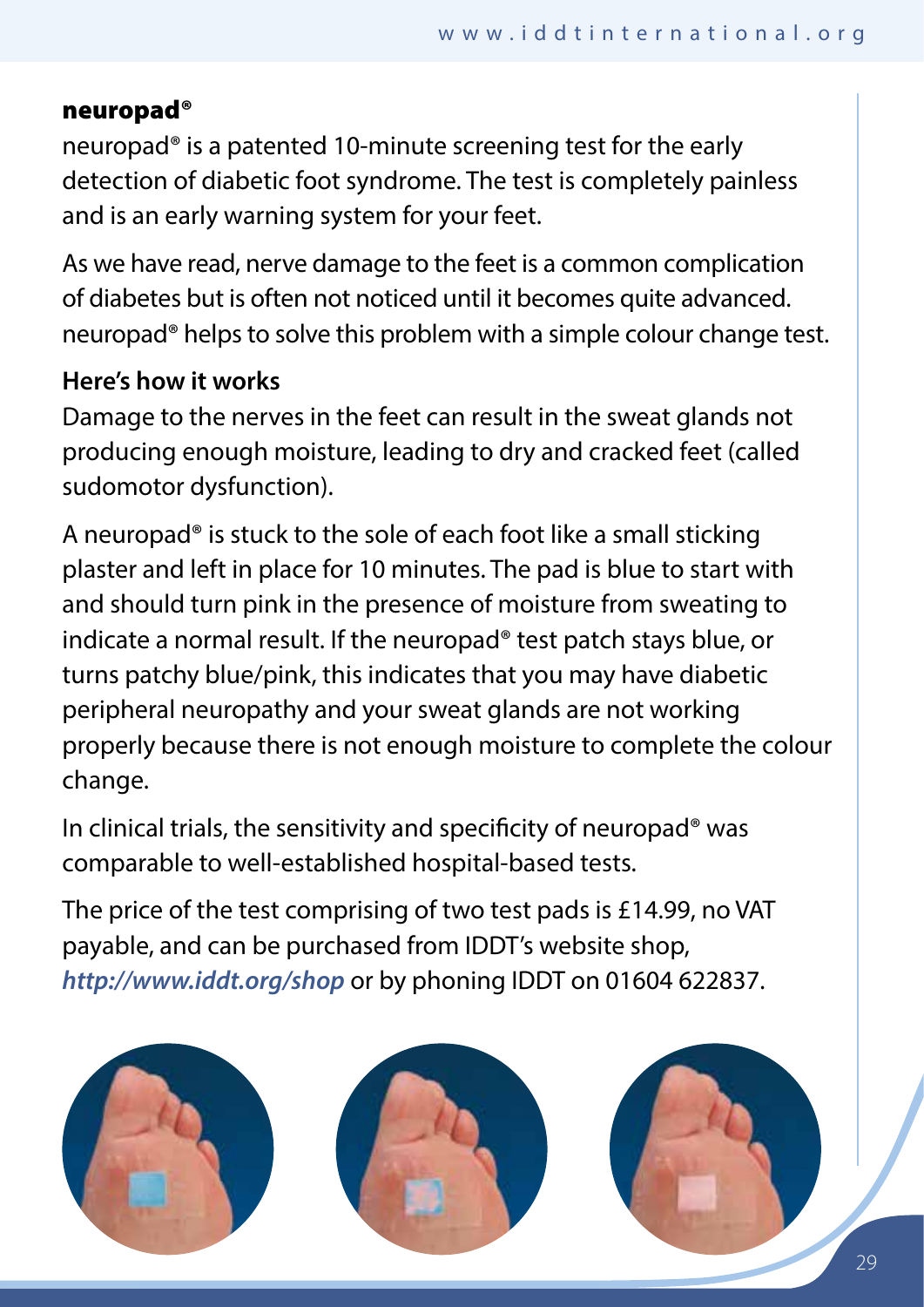## neuropad®

neuropad® is a patented 10-minute screening test for the early detection of diabetic foot syndrome. The test is completely painless and is an early warning system for your feet.

As we have read, nerve damage to the feet is a common complication of diabetes but is often not noticed until it becomes quite advanced. neuropad® helps to solve this problem with a simple colour change test.

**Here's how it works**

Damage to the nerves in the feet can result in the sweat glands not producing enough moisture, leading to dry and cracked feet (called sudomotor dysfunction).

A neuropad® is stuck to the sole of each foot like a small sticking plaster and left in place for 10 minutes. The pad is blue to start with and should turn pink in the presence of moisture from sweating to indicate a normal result. If the neuropad® test patch stays blue, or turns patchy blue/pink, this indicates that you may have diabetic peripheral neuropathy and your sweat glands are not working properly because there is not enough moisture to complete the colour change.

In clinical trials, the sensitivity and specificity of neuropad® was comparable to well-established hospital-based tests.

The price of the test comprising of two test pads is £14.99, no VAT payable, and can be purchased from IDDT's website shop, ***http://www.iddt.org/shop*** or by phoning IDDT on 01604 622837.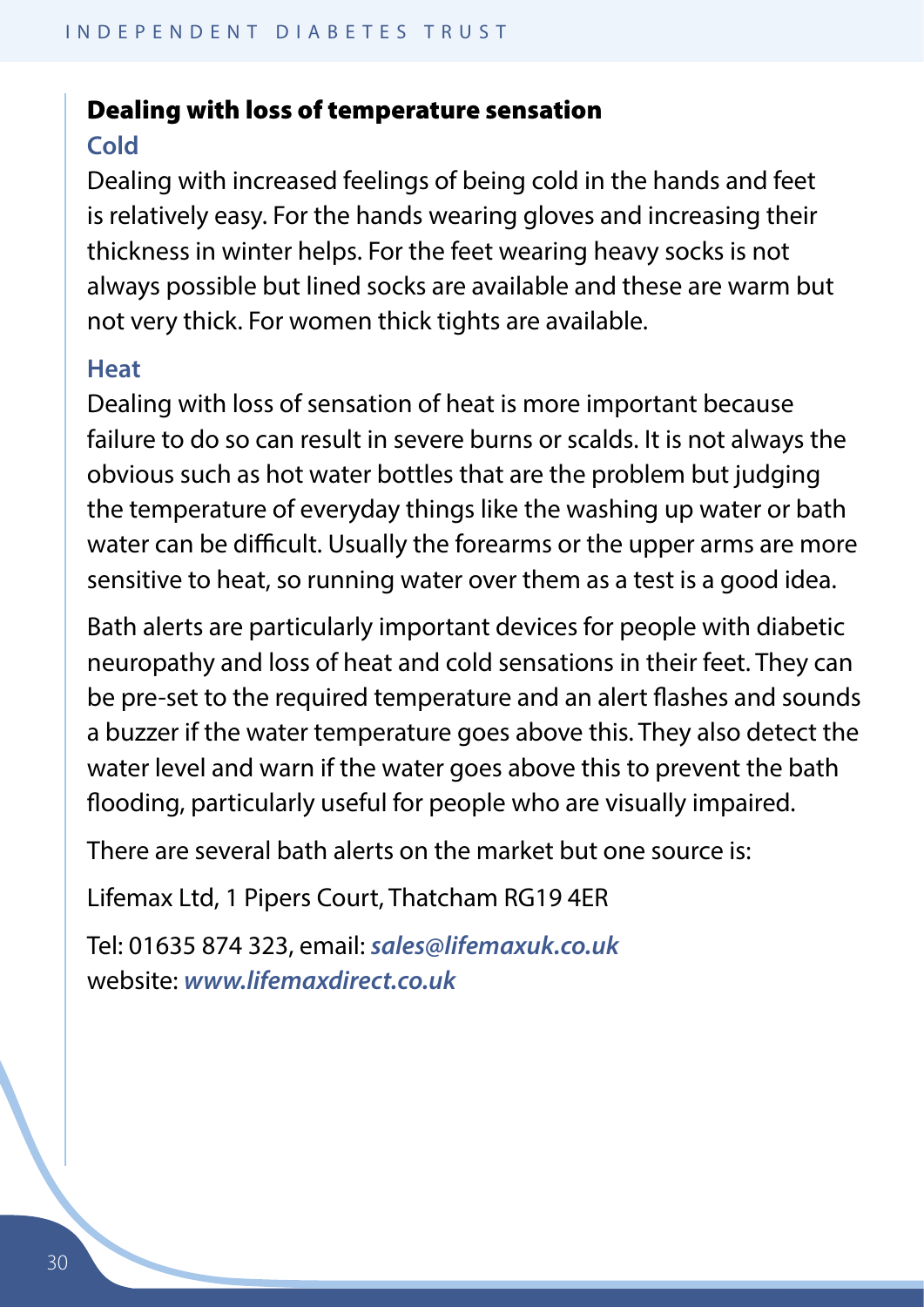## Dealing with loss of temperature sensation

### Cold

Dealing with increased feelings of being cold in the hands and feet is relatively easy. For the hands wearing gloves and increasing their thickness in winter helps. For the feet wearing heavy socks is not always possible but lined socks are available and these are warm but not very thick. For women thick tights are available.

### Heat

Dealing with loss of sensation of heat is more important because failure to do so can result in severe burns or scalds. It is not always the obvious such as hot water bottles that are the problem but judging the temperature of everyday things like the washing up water or bath water can be difficult. Usually the forearms or the upper arms are more sensitive to heat, so running water over them as a test is a good idea.

Bath alerts are particularly important devices for people with diabetic neuropathy and loss of heat and cold sensations in their feet. They can be pre-set to the required temperature and an alert flashes and sounds a buzzer if the water temperature goes above this. They also detect the water level and warn if the water goes above this to prevent the bath flooding, particularly useful for people who are visually impaired.

There are several bath alerts on the market but one source is:

Lifemax Ltd, 1 Pipers Court, Thatcham RG19 4ER

Tel: 01635 874 323, email: ***sales@lifemaxuk.co.uk***
website: ***www.lifemaxdirect.co.uk***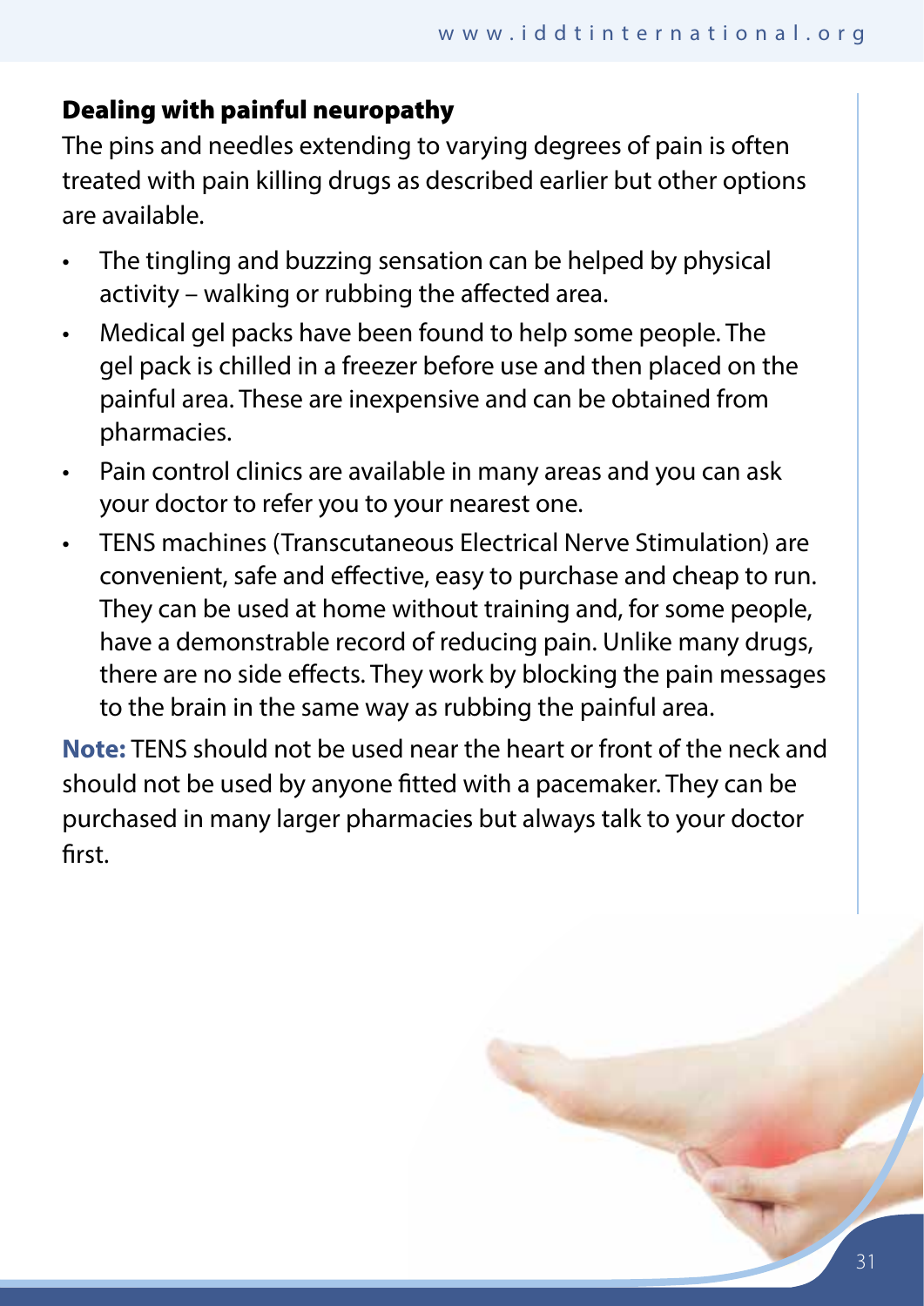## Dealing with painful neuropathy

The pins and needles extending to varying degrees of pain is often treated with pain killing drugs as described earlier but other options are available.

- The tingling and buzzing sensation can be helped by physical activity – walking or rubbing the affected area.
- Medical gel packs have been found to help some people. The gel pack is chilled in a freezer before use and then placed on the painful area. These are inexpensive and can be obtained from pharmacies.
- Pain control clinics are available in many areas and you can ask your doctor to refer you to your nearest one.
- TENS machines (Transcutaneous Electrical Nerve Stimulation) are convenient, safe and effective, easy to purchase and cheap to run. They can be used at home without training and, for some people, have a demonstrable record of reducing pain. Unlike many drugs, there are no side effects. They work by blocking the pain messages to the brain in the same way as rubbing the painful area.

**Note:** TENS should not be used near the heart or front of the neck and should not be used by anyone fitted with a pacemaker. They can be purchased in many larger pharmacies but always talk to your doctor first.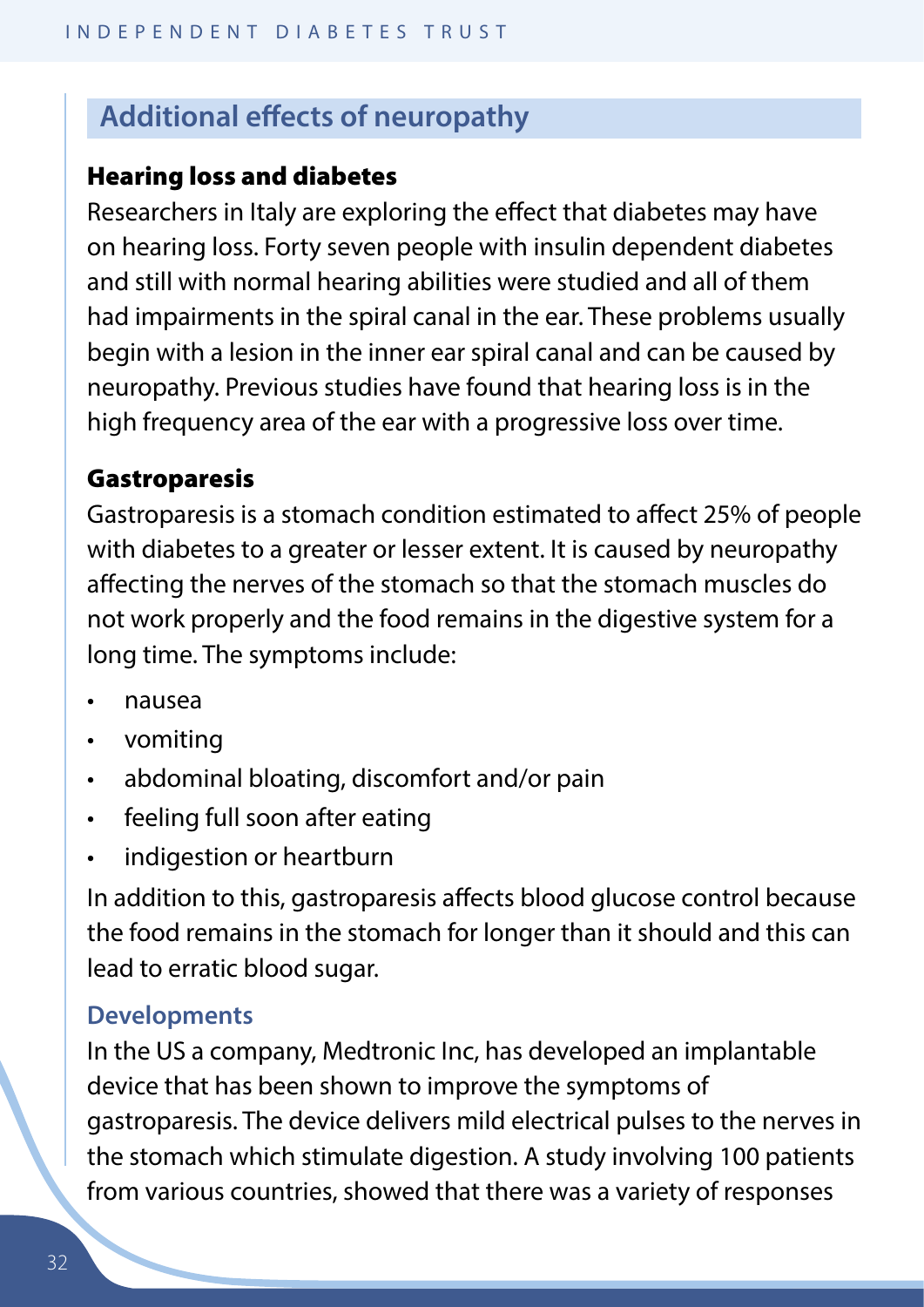## Additional effects of neuropathy

### Hearing loss and diabetes

Researchers in Italy are exploring the effect that diabetes may have on hearing loss. Forty seven people with insulin dependent diabetes and still with normal hearing abilities were studied and all of them had impairments in the spiral canal in the ear. These problems usually begin with a lesion in the inner ear spiral canal and can be caused by neuropathy. Previous studies have found that hearing loss is in the high frequency area of the ear with a progressive loss over time.

### Gastroparesis

Gastroparesis is a stomach condition estimated to affect 25% of people with diabetes to a greater or lesser extent. It is caused by neuropathy affecting the nerves of the stomach so that the stomach muscles do not work properly and the food remains in the digestive system for a long time. The symptoms include:

- nausea
- vomiting
- abdominal bloating, discomfort and/or pain
- feeling full soon after eating
- indigestion or heartburn

In addition to this, gastroparesis affects blood glucose control because the food remains in the stomach for longer than it should and this can lead to erratic blood sugar.

#### Developments

In the US a company, Medtronic Inc, has developed an implantable device that has been shown to improve the symptoms of gastroparesis. The device delivers mild electrical pulses to the nerves in the stomach which stimulate digestion. A study involving 100 patients from various countries, showed that there was a variety of responses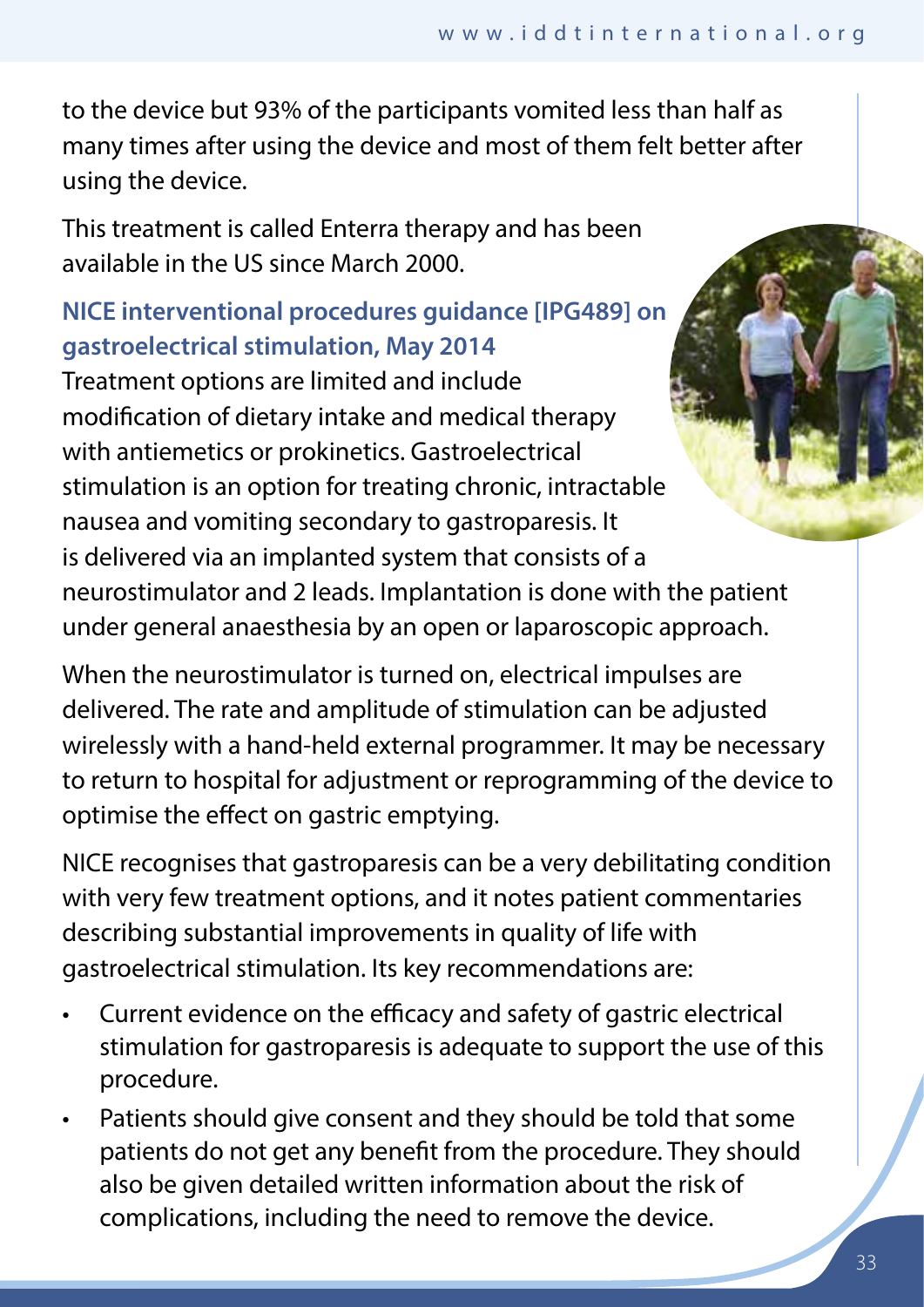to the device but 93% of the participants vomited less than half as many times after using the device and most of them felt better after using the device.

This treatment is called Enterra therapy and has been available in the US since March 2000.

### NICE interventional procedures guidance [IPG489] on gastroelectrical stimulation, May 2014

Treatment options are limited and include modification of dietary intake and medical therapy with antiemetics or prokinetics. Gastroelectrical stimulation is an option for treating chronic, intractable nausea and vomiting secondary to gastroparesis. It is delivered via an implanted system that consists of a neurostimulator and 2 leads. Implantation is done with the patient under general anaesthesia by an open or laparoscopic approach.

When the neurostimulator is turned on, electrical impulses are delivered. The rate and amplitude of stimulation can be adjusted wirelessly with a hand-held external programmer. It may be necessary to return to hospital for adjustment or reprogramming of the device to optimise the effect on gastric emptying.

NICE recognises that gastroparesis can be a very debilitating condition with very few treatment options, and it notes patient commentaries describing substantial improvements in quality of life with gastroelectrical stimulation. Its key recommendations are:

- Current evidence on the efficacy and safety of gastric electrical stimulation for gastroparesis is adequate to support the use of this procedure.
- Patients should give consent and they should be told that some patients do not get any benefit from the procedure. They should also be given detailed written information about the risk of complications, including the need to remove the device.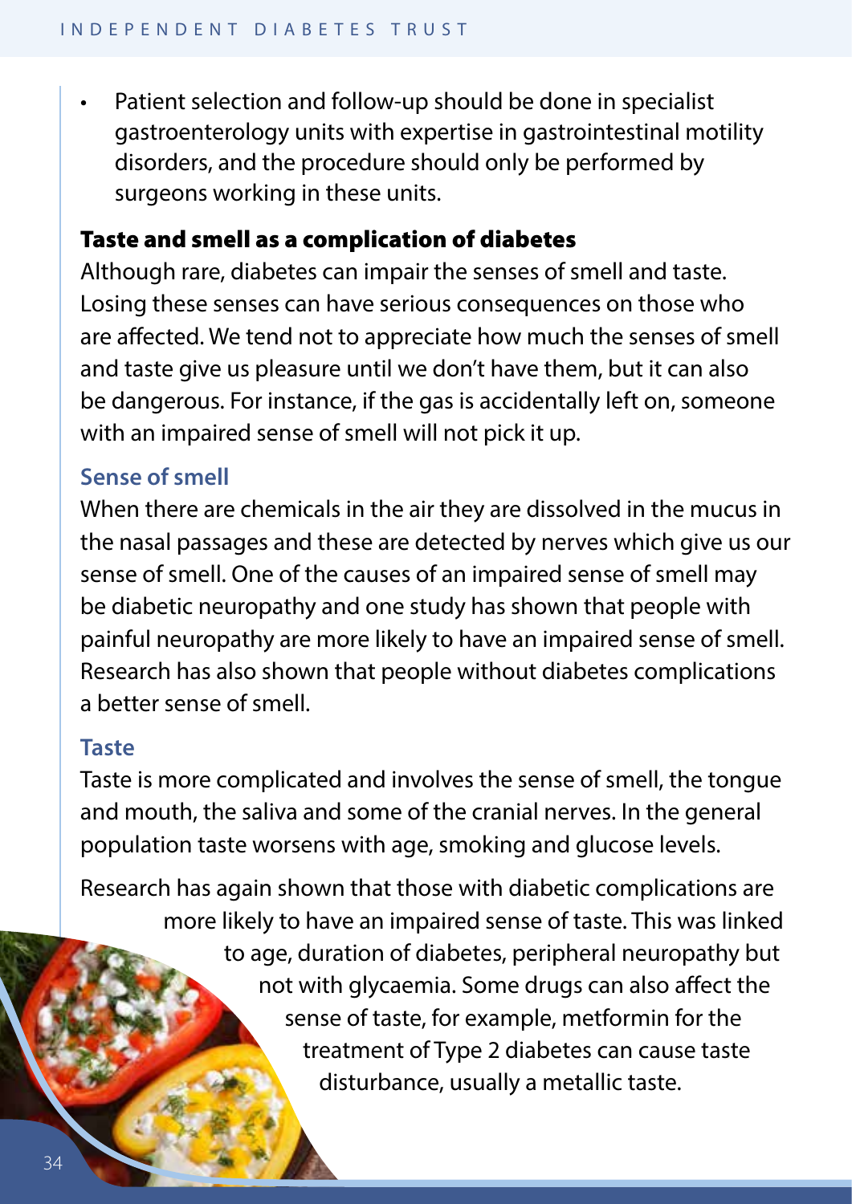- Patient selection and follow-up should be done in specialist gastroenterology units with expertise in gastrointestinal motility disorders, and the procedure should only be performed by surgeons working in these units.

## Taste and smell as a complication of diabetes

Although rare, diabetes can impair the senses of smell and taste. Losing these senses can have serious consequences on those who are affected. We tend not to appreciate how much the senses of smell and taste give us pleasure until we don't have them, but it can also be dangerous. For instance, if the gas is accidentally left on, someone with an impaired sense of smell will not pick it up.

### Sense of smell

When there are chemicals in the air they are dissolved in the mucus in the nasal passages and these are detected by nerves which give us our sense of smell. One of the causes of an impaired sense of smell may be diabetic neuropathy and one study has shown that people with painful neuropathy are more likely to have an impaired sense of smell. Research has also shown that people without diabetes complications a better sense of smell.

### Taste

Taste is more complicated and involves the sense of smell, the tongue and mouth, the saliva and some of the cranial nerves. In the general population taste worsens with age, smoking and glucose levels.

Research has again shown that those with diabetic complications are more likely to have an impaired sense of taste. This was linked to age, duration of diabetes, peripheral neuropathy but not with glycaemia. Some drugs can also affect the sense of taste, for example, metformin for the treatment of Type 2 diabetes can cause taste disturbance, usually a metallic taste.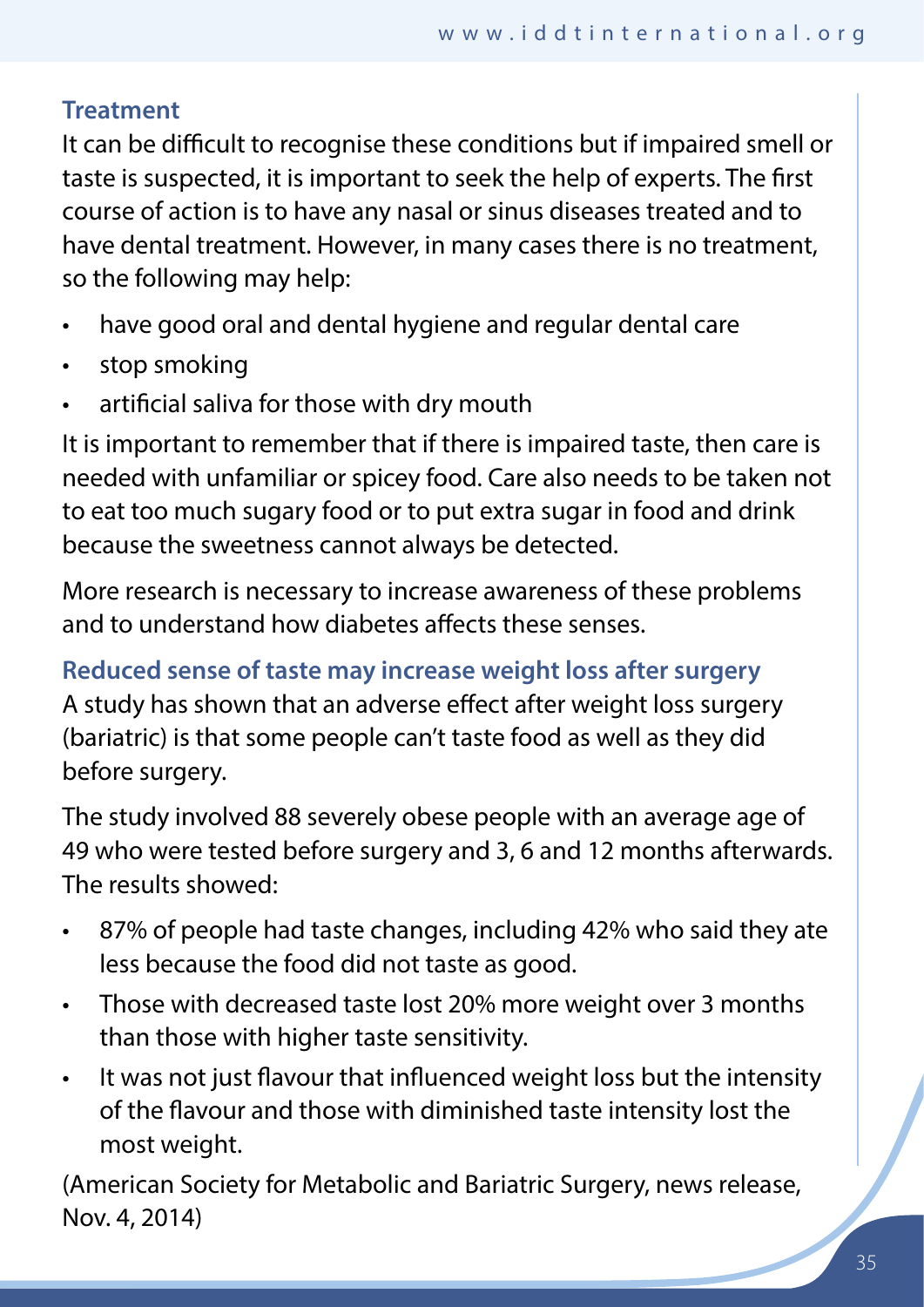### Treatment

It can be difficult to recognise these conditions but if impaired smell or taste is suspected, it is important to seek the help of experts. The first course of action is to have any nasal or sinus diseases treated and to have dental treatment. However, in many cases there is no treatment, so the following may help:

- have good oral and dental hygiene and regular dental care
- stop smoking
- artificial saliva for those with dry mouth

It is important to remember that if there is impaired taste, then care is needed with unfamiliar or spicey food. Care also needs to be taken not to eat too much sugary food or to put extra sugar in food and drink because the sweetness cannot always be detected.

More research is necessary to increase awareness of these problems and to understand how diabetes affects these senses.

### Reduced sense of taste may increase weight loss after surgery

A study has shown that an adverse effect after weight loss surgery (bariatric) is that some people can't taste food as well as they did before surgery.

The study involved 88 severely obese people with an average age of 49 who were tested before surgery and 3, 6 and 12 months afterwards. The results showed:

- 87% of people had taste changes, including 42% who said they ate less because the food did not taste as good.
- Those with decreased taste lost 20% more weight over 3 months than those with higher taste sensitivity.
- It was not just flavour that influenced weight loss but the intensity of the flavour and those with diminished taste intensity lost the most weight.

(American Society for Metabolic and Bariatric Surgery, news release, Nov. 4, 2014)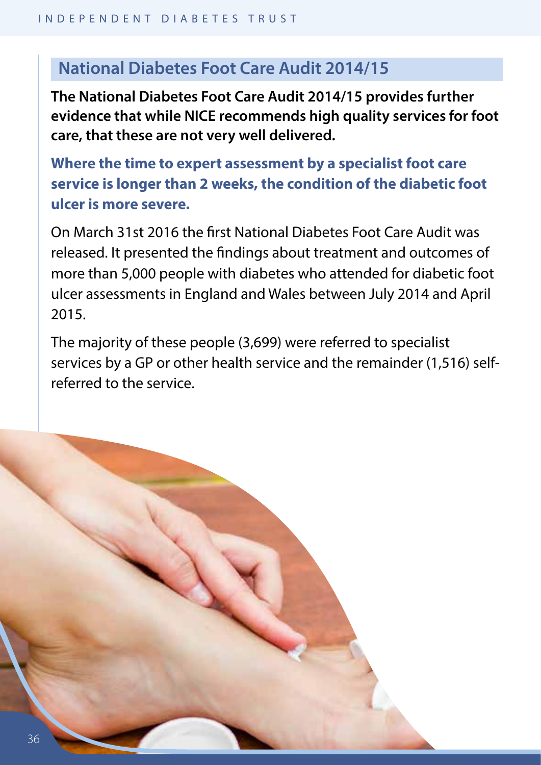## National Diabetes Foot Care Audit 2014/15

**The National Diabetes Foot Care Audit 2014/15 provides further evidence that while NICE recommends high quality services for foot care, that these are not very well delivered.**

**Where the time to expert assessment by a specialist foot care service is longer than 2 weeks, the condition of the diabetic foot ulcer is more severe.**

On March 31st 2016 the first National Diabetes Foot Care Audit was released. It presented the findings about treatment and outcomes of more than 5,000 people with diabetes who attended for diabetic foot ulcer assessments in England and Wales between July 2014 and April 2015.

The majority of these people (3,699) were referred to specialist services by a GP or other health service and the remainder (1,516) self-referred to the service.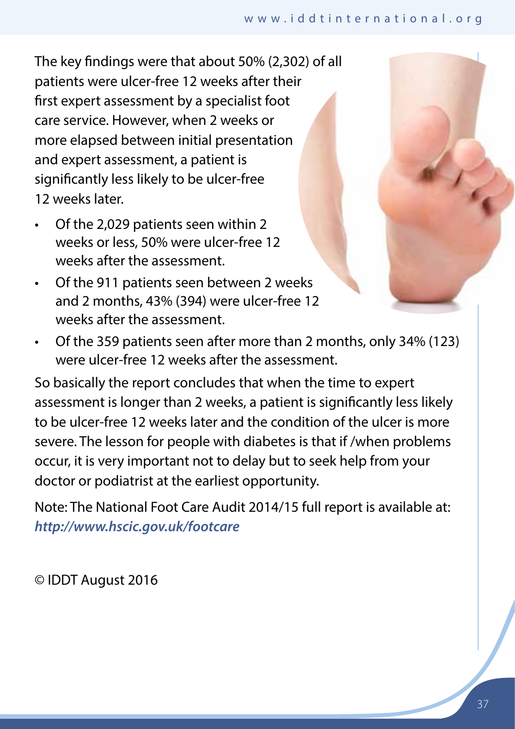The key findings were that about 50% (2,302) of all patients were ulcer-free 12 weeks after their first expert assessment by a specialist foot care service. However, when 2 weeks or more elapsed between initial presentation and expert assessment, a patient is significantly less likely to be ulcer-free 12 weeks later.

- Of the 2,029 patients seen within 2 weeks or less, 50% were ulcer-free 12 weeks after the assessment.
- Of the 911 patients seen between 2 weeks and 2 months, 43% (394) were ulcer-free 12 weeks after the assessment.
- Of the 359 patients seen after more than 2 months, only 34% (123) were ulcer-free 12 weeks after the assessment.

So basically the report concludes that when the time to expert assessment is longer than 2 weeks, a patient is significantly less likely to be ulcer-free 12 weeks later and the condition of the ulcer is more severe. The lesson for people with diabetes is that if /when problems occur, it is very important not to delay but to seek help from your doctor or podiatrist at the earliest opportunity.

Note: The National Foot Care Audit 2014/15 full report is available at: ***http://www.hscic.gov.uk/footcare***

© IDDT August 2016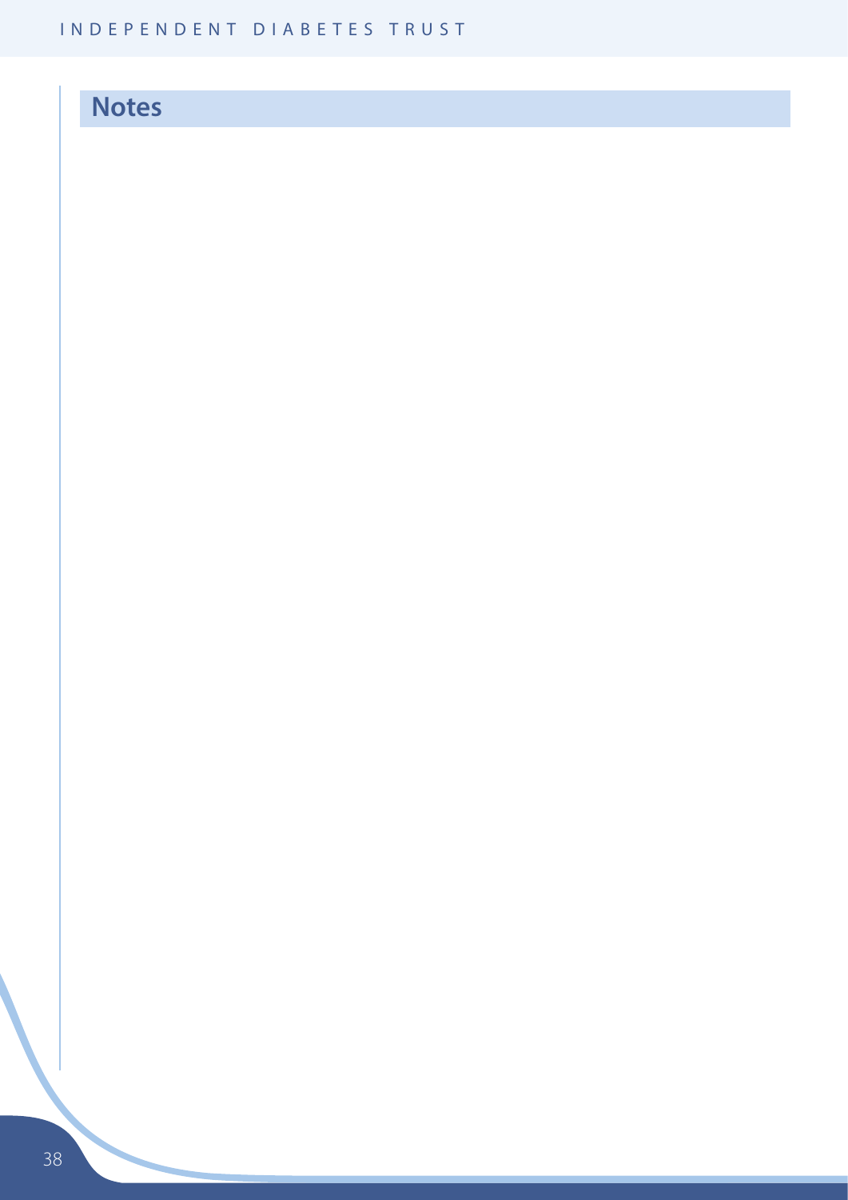## Notes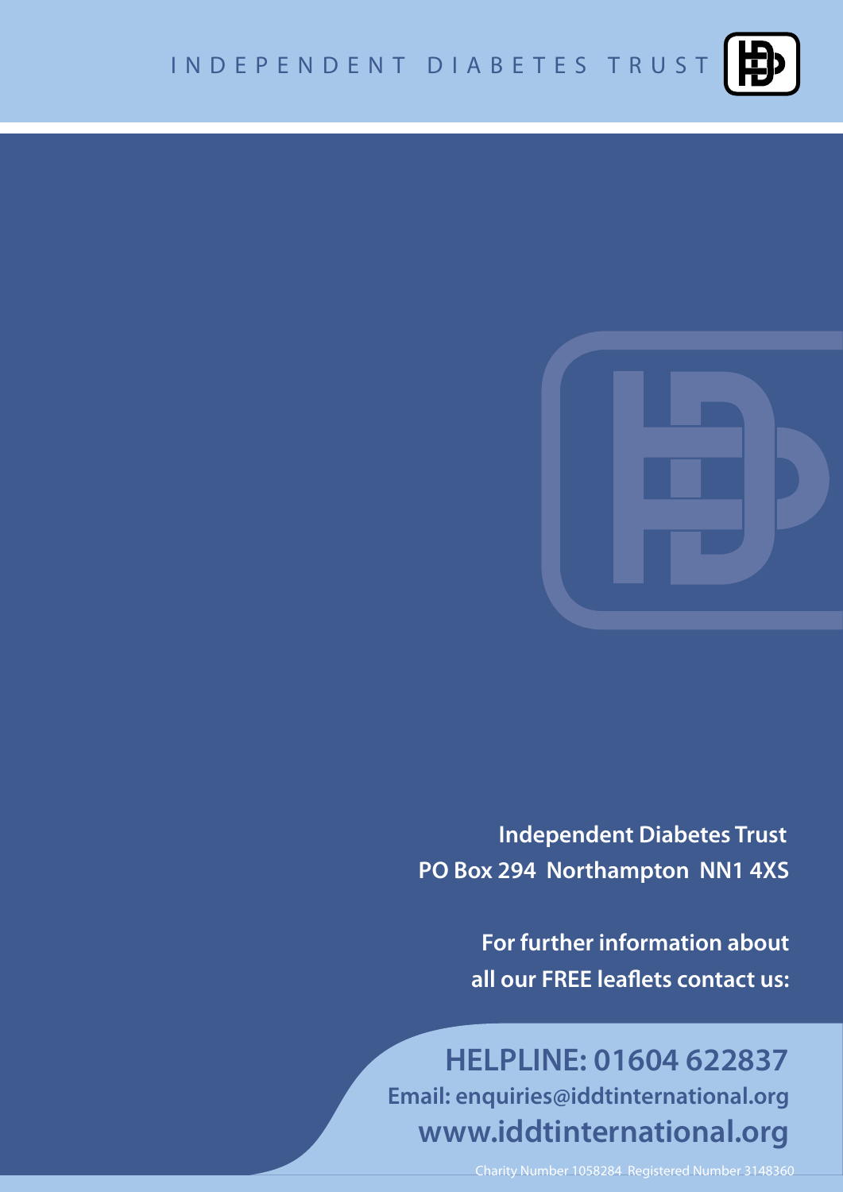INDEPENDENT DIABETES TRUST

**Independent Diabetes Trust**
**PO Box 294 Northampton NN1 4XS**

**For further information about all our FREE leaflets contact us:**

## HELPLINE: 01604 622837

**Email: enquiries@iddtinternational.org**

**www.iddtinternational.org**

Charity Number 1058284 Registered Number 3148360